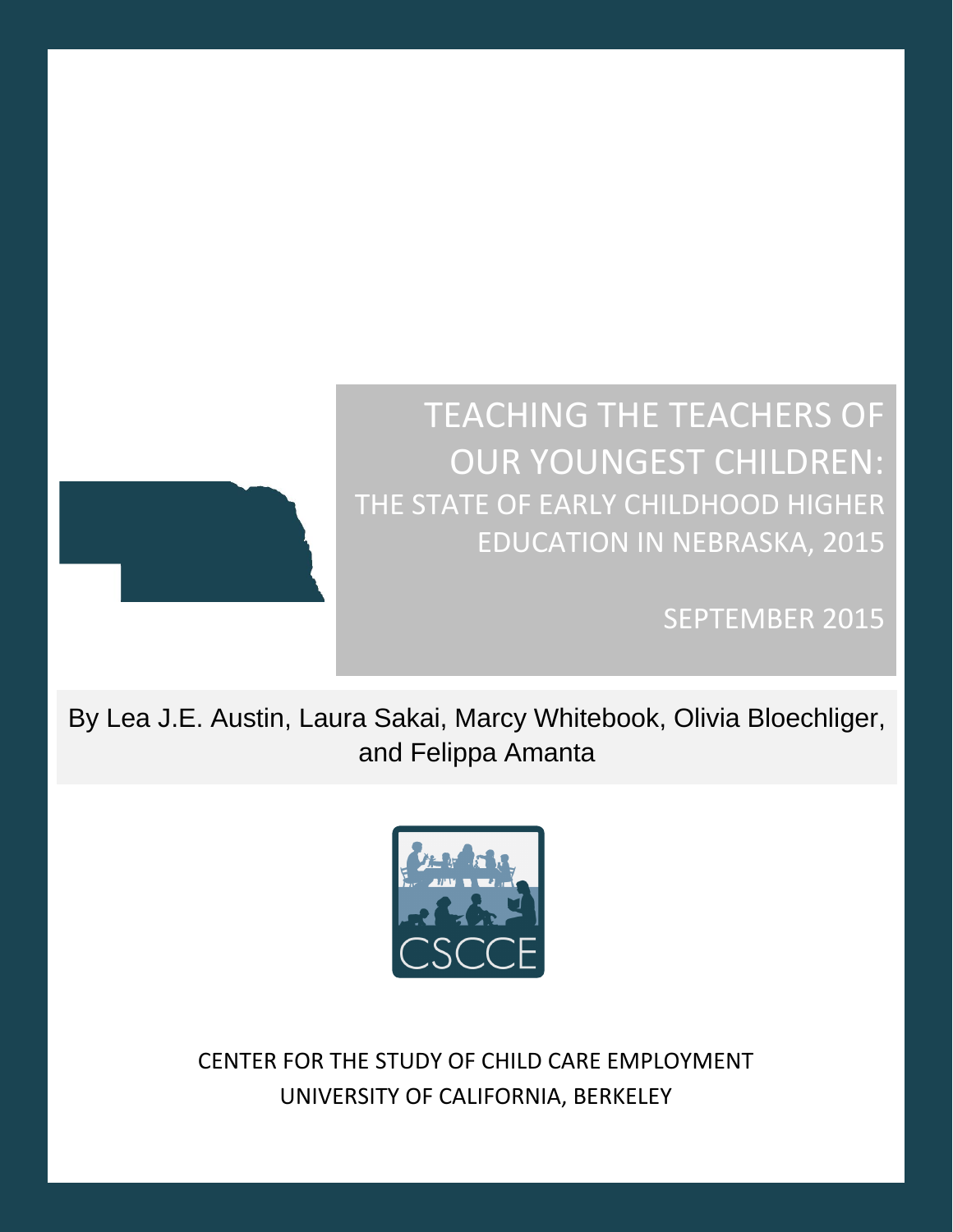# TEACHING THE TEACHERS OF OUR YOUNGEST CHILDREN:

## THE STATE OF EARLY CHILDHOOD HIGHER EDUCATION IN NEBRASKA, 2015

SEPTEMBER 2015

By Lea J.E. Austin, Laura Sakai, Marcy Whitebook, Olivia Bloechliger, and Felippa Amanta

CSCCE

CENTER FOR THE STUDY OF CHILD CARE EMPLOYMENT
UNIVERSITY OF CALIFORNIA, BERKELEY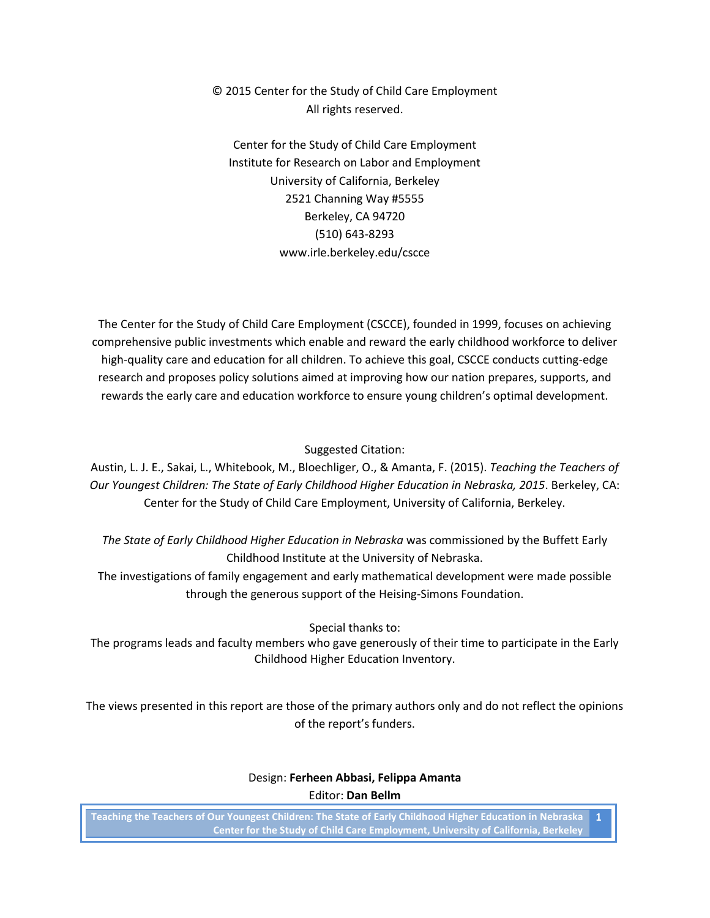© 2015 Center for the Study of Child Care Employment
All rights reserved.

Center for the Study of Child Care Employment
Institute for Research on Labor and Employment
University of California, Berkeley
2521 Channing Way #5555
Berkeley, CA 94720
(510) 643-8293
www.irle.berkeley.edu/cscce

The Center for the Study of Child Care Employment (CSCCE), founded in 1999, focuses on achieving comprehensive public investments which enable and reward the early childhood workforce to deliver high-quality care and education for all children. To achieve this goal, CSCCE conducts cutting-edge research and proposes policy solutions aimed at improving how our nation prepares, supports, and rewards the early care and education workforce to ensure young children's optimal development.

Suggested Citation:
Austin, L. J. E., Sakai, L., Whitebook, M., Bloechliger, O., & Amanta, F. (2015). *Teaching the Teachers of Our Youngest Children: The State of Early Childhood Higher Education in Nebraska, 2015*. Berkeley, CA: Center for the Study of Child Care Employment, University of California, Berkeley.

*The State of Early Childhood Higher Education in Nebraska* was commissioned by the Buffett Early Childhood Institute at the University of Nebraska.
The investigations of family engagement and early mathematical development were made possible through the generous support of the Heising-Simons Foundation.

Special thanks to:
The programs leads and faculty members who gave generously of their time to participate in the Early Childhood Higher Education Inventory.

The views presented in this report are those of the primary authors only and do not reflect the opinions of the report's funders.

Design: **Ferheen Abbasi, Felippa Amanta**
Editor: **Dan Bellm**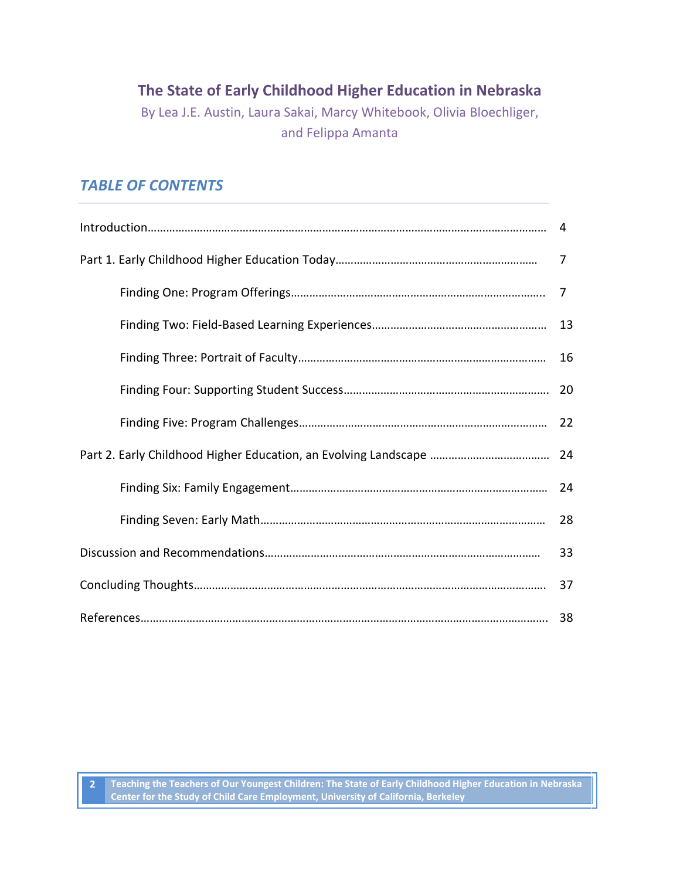# The State of Early Childhood Higher Education in Nebraska

By Lea J.E. Austin, Laura Sakai, Marcy Whitebook, Olivia Bloechliger, and Felippa Amanta

## *TABLE OF CONTENTS*

Introduction……………………………………………………………………………………………………………… 4

Part 1. Early Childhood Higher Education Today………………………………………………………… 7

- Finding One: Program Offerings…………………………………………………………………………. 7
- Finding Two: Field-Based Learning Experiences………………………………………………… 13
- Finding Three: Portrait of Faculty………………………………………………………………………… 16
- Finding Four: Supporting Student Success…………………………………………………………. 20
- Finding Five: Program Challenges………………………………………………………………………… 22

Part 2. Early Childhood Higher Education, an Evolving Landscape ………………………………… 24

- Finding Six: Family Engagement…………………………………………………………………………… 24
- Finding Seven: Early Math…………………………………………………………………………………… 28

Discussion and Recommendations………………………………………………………………………… 33

Concluding Thoughts…………………………………………………………………………………………………. 37

References……………………………………………………………………………………………………………………. 38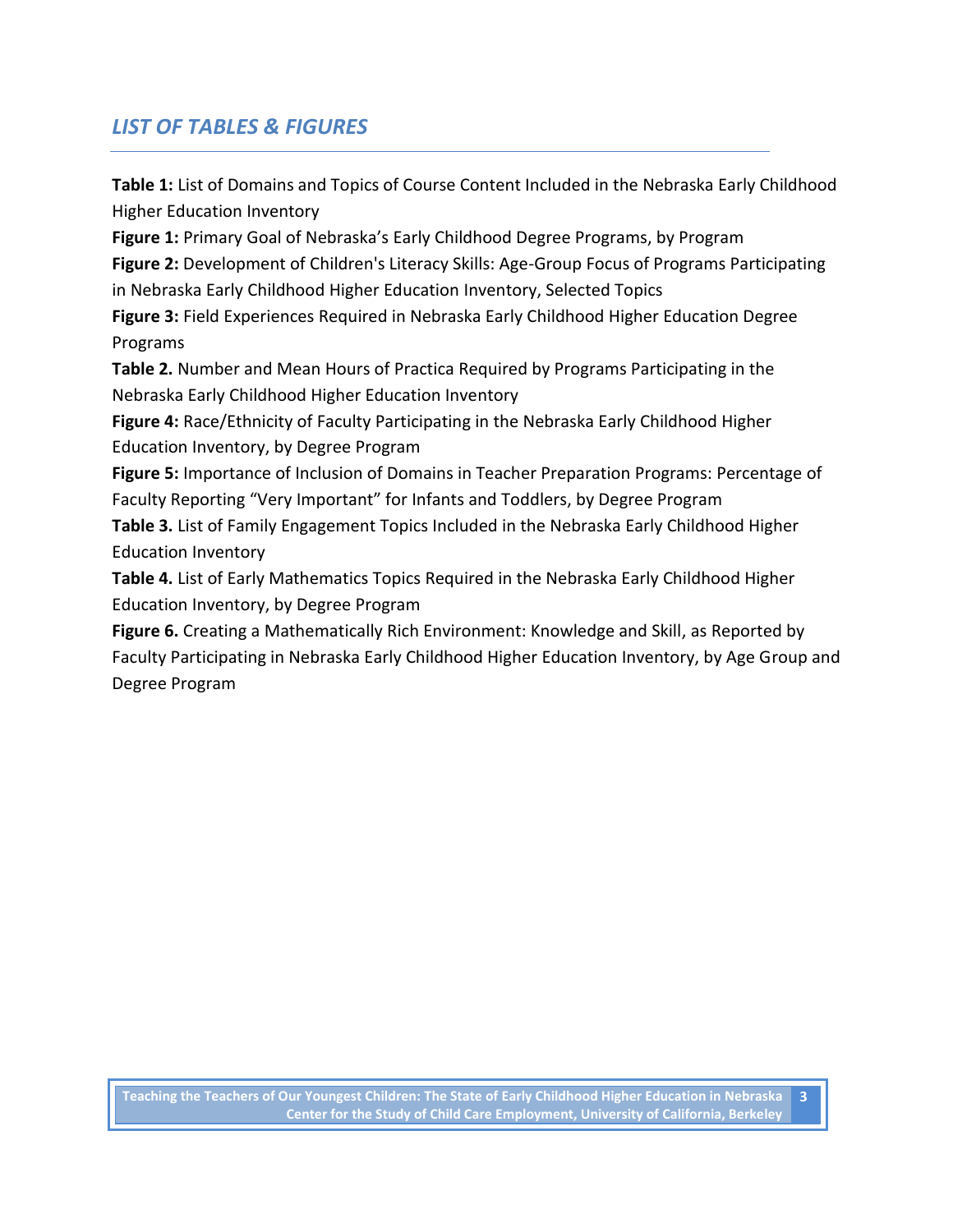## *LIST OF TABLES & FIGURES*

**Table 1:** List of Domains and Topics of Course Content Included in the Nebraska Early Childhood Higher Education Inventory

**Figure 1:** Primary Goal of Nebraska's Early Childhood Degree Programs, by Program

**Figure 2:** Development of Children's Literacy Skills: Age-Group Focus of Programs Participating in Nebraska Early Childhood Higher Education Inventory, Selected Topics

**Figure 3:** Field Experiences Required in Nebraska Early Childhood Higher Education Degree Programs

**Table 2.** Number and Mean Hours of Practica Required by Programs Participating in the Nebraska Early Childhood Higher Education Inventory

**Figure 4:** Race/Ethnicity of Faculty Participating in the Nebraska Early Childhood Higher Education Inventory, by Degree Program

**Figure 5:** Importance of Inclusion of Domains in Teacher Preparation Programs: Percentage of Faculty Reporting "Very Important" for Infants and Toddlers, by Degree Program

**Table 3.** List of Family Engagement Topics Included in the Nebraska Early Childhood Higher Education Inventory

**Table 4.** List of Early Mathematics Topics Required in the Nebraska Early Childhood Higher Education Inventory, by Degree Program

**Figure 6.** Creating a Mathematically Rich Environment: Knowledge and Skill, as Reported by Faculty Participating in Nebraska Early Childhood Higher Education Inventory, by Age Group and Degree Program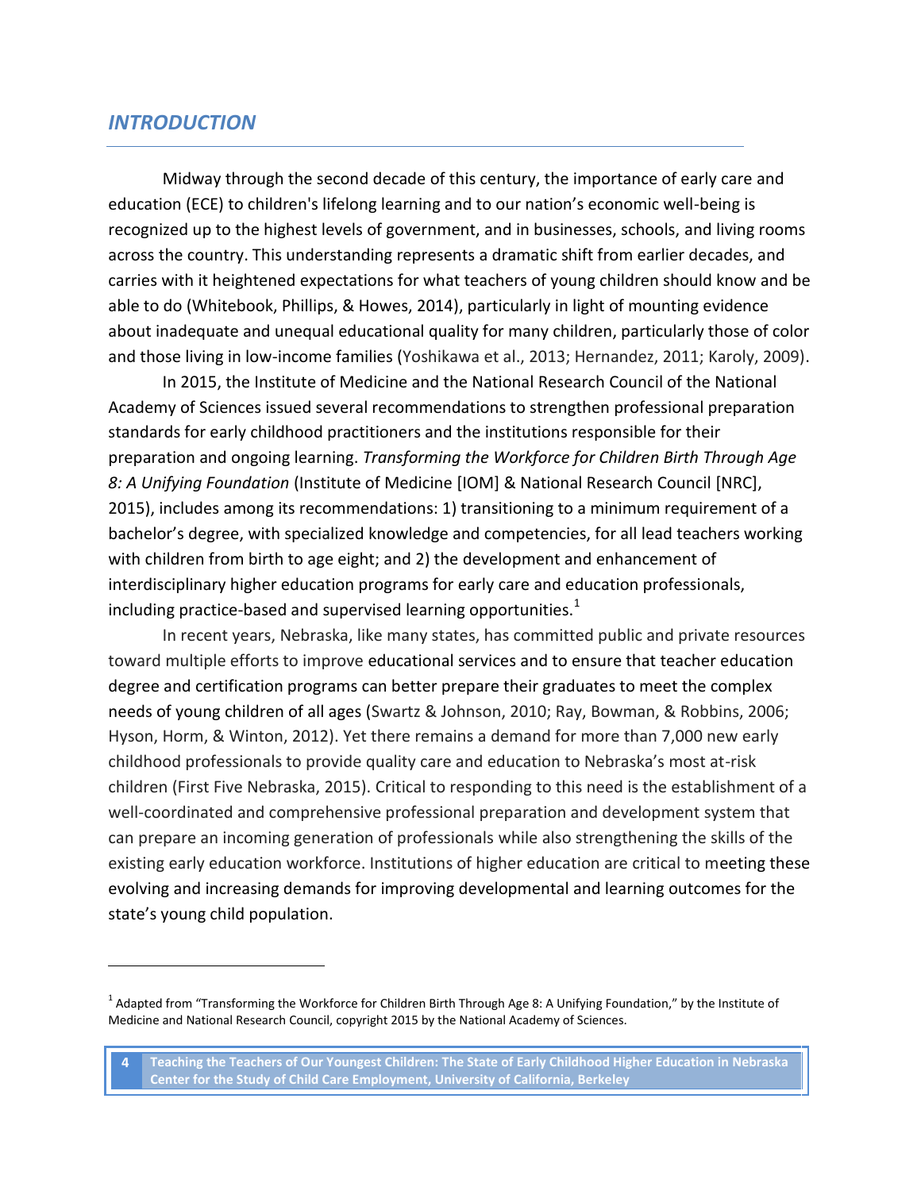## *INTRODUCTION*

Midway through the second decade of this century, the importance of early care and education (ECE) to children's lifelong learning and to our nation's economic well-being is recognized up to the highest levels of government, and in businesses, schools, and living rooms across the country. This understanding represents a dramatic shift from earlier decades, and carries with it heightened expectations for what teachers of young children should know and be able to do (Whitebook, Phillips, & Howes, 2014), particularly in light of mounting evidence about inadequate and unequal educational quality for many children, particularly those of color and those living in low-income families (Yoshikawa et al., 2013; Hernandez, 2011; Karoly, 2009).

In 2015, the Institute of Medicine and the National Research Council of the National Academy of Sciences issued several recommendations to strengthen professional preparation standards for early childhood practitioners and the institutions responsible for their preparation and ongoing learning. *Transforming the Workforce for Children Birth Through Age 8: A Unifying Foundation* (Institute of Medicine [IOM] & National Research Council [NRC], 2015), includes among its recommendations: 1) transitioning to a minimum requirement of a bachelor's degree, with specialized knowledge and competencies, for all lead teachers working with children from birth to age eight; and 2) the development and enhancement of interdisciplinary higher education programs for early care and education professionals, including practice-based and supervised learning opportunities.[1]

In recent years, Nebraska, like many states, has committed public and private resources toward multiple efforts to improve educational services and to ensure that teacher education degree and certification programs can better prepare their graduates to meet the complex needs of young children of all ages (Swartz & Johnson, 2010; Ray, Bowman, & Robbins, 2006; Hyson, Horm, & Winton, 2012). Yet there remains a demand for more than 7,000 new early childhood professionals to provide quality care and education to Nebraska's most at-risk children (First Five Nebraska, 2015). Critical to responding to this need is the establishment of a well-coordinated and comprehensive professional preparation and development system that can prepare an incoming generation of professionals while also strengthening the skills of the existing early education workforce. Institutions of higher education are critical to meeting these evolving and increasing demands for improving developmental and learning outcomes for the state's young child population.

---

[1] Adapted from "Transforming the Workforce for Children Birth Through Age 8: A Unifying Foundation," by the Institute of Medicine and National Research Council, copyright 2015 by the National Academy of Sciences.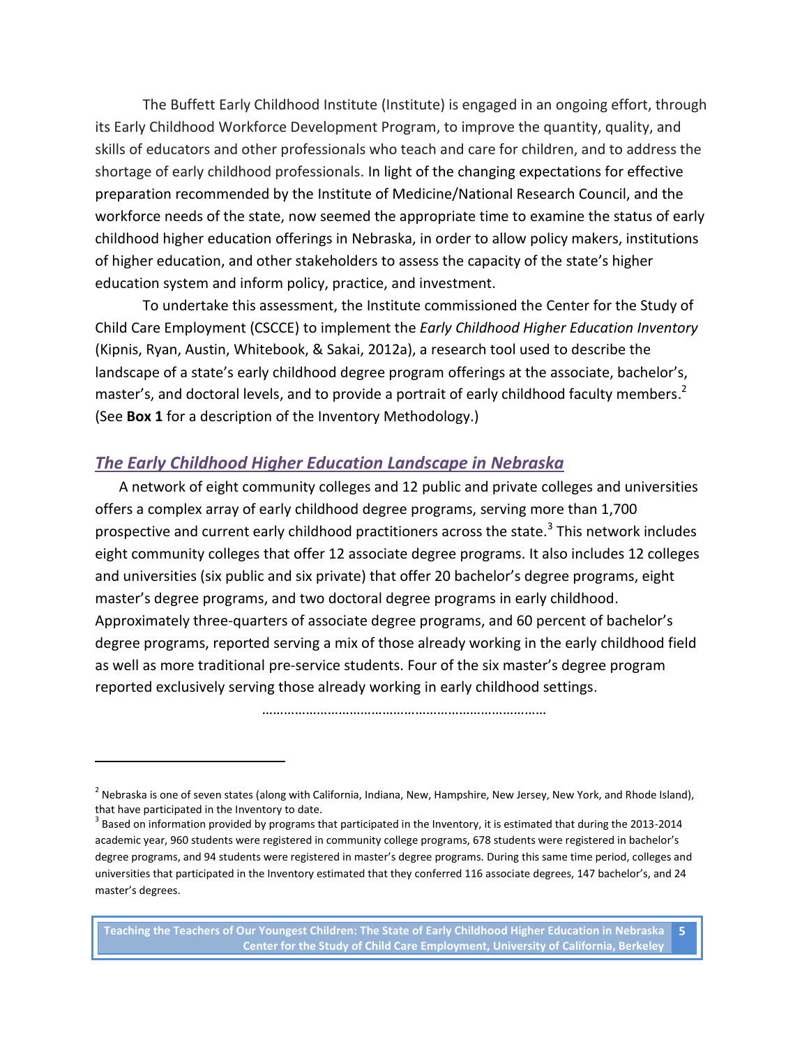The Buffett Early Childhood Institute (Institute) is engaged in an ongoing effort, through its Early Childhood Workforce Development Program, to improve the quantity, quality, and skills of educators and other professionals who teach and care for children, and to address the shortage of early childhood professionals. In light of the changing expectations for effective preparation recommended by the Institute of Medicine/National Research Council, and the workforce needs of the state, now seemed the appropriate time to examine the status of early childhood higher education offerings in Nebraska, in order to allow policy makers, institutions of higher education, and other stakeholders to assess the capacity of the state's higher education system and inform policy, practice, and investment.

To undertake this assessment, the Institute commissioned the Center for the Study of Child Care Employment (CSCCE) to implement the *Early Childhood Higher Education Inventory* (Kipnis, Ryan, Austin, Whitebook, & Sakai, 2012a), a research tool used to describe the landscape of a state's early childhood degree program offerings at the associate, bachelor's, master's, and doctoral levels, and to provide a portrait of early childhood faculty members.[2] (See **Box 1** for a description of the Inventory Methodology.)

## *The Early Childhood Higher Education Landscape in Nebraska*

A network of eight community colleges and 12 public and private colleges and universities offers a complex array of early childhood degree programs, serving more than 1,700 prospective and current early childhood practitioners across the state.[3] This network includes eight community colleges that offer 12 associate degree programs. It also includes 12 colleges and universities (six public and six private) that offer 20 bachelor's degree programs, eight master's degree programs, and two doctoral degree programs in early childhood. Approximately three-quarters of associate degree programs, and 60 percent of bachelor's degree programs, reported serving a mix of those already working in the early childhood field as well as more traditional pre-service students. Four of the six master's degree program reported exclusively serving those already working in early childhood settings.

……………………………………………………………………

[2] Nebraska is one of seven states (along with California, Indiana, New, Hampshire, New Jersey, New York, and Rhode Island), that have participated in the Inventory to date.

[3] Based on information provided by programs that participated in the Inventory, it is estimated that during the 2013-2014 academic year, 960 students were registered in community college programs, 678 students were registered in bachelor's degree programs, and 94 students were registered in master's degree programs. During this same time period, colleges and universities that participated in the Inventory estimated that they conferred 116 associate degrees, 147 bachelor's, and 24 master's degrees.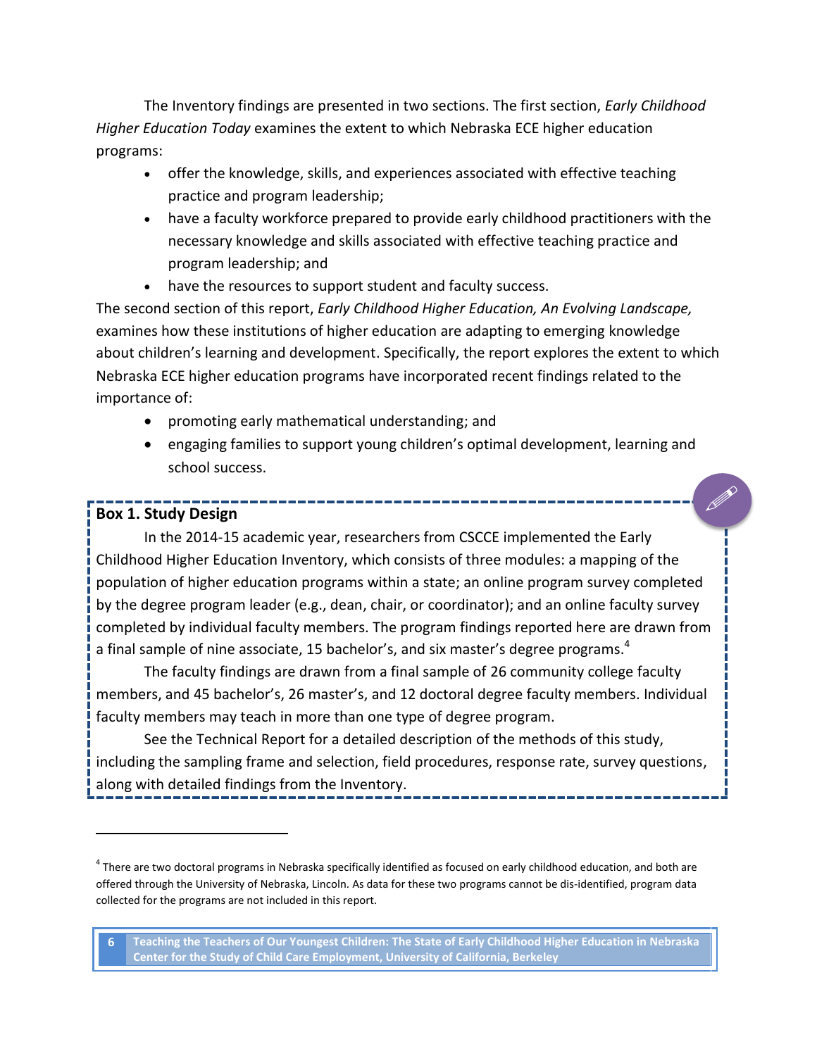The Inventory findings are presented in two sections. The first section, *Early Childhood Higher Education Today* examines the extent to which Nebraska ECE higher education programs:

- offer the knowledge, skills, and experiences associated with effective teaching practice and program leadership;
- have a faculty workforce prepared to provide early childhood practitioners with the necessary knowledge and skills associated with effective teaching practice and program leadership; and
- have the resources to support student and faculty success.

The second section of this report, *Early Childhood Higher Education, An Evolving Landscape,* examines how these institutions of higher education are adapting to emerging knowledge about children's learning and development. Specifically, the report explores the extent to which Nebraska ECE higher education programs have incorporated recent findings related to the importance of:

- promoting early mathematical understanding; and
- engaging families to support young children's optimal development, learning and school success.

**Box 1. Study Design**

In the 2014-15 academic year, researchers from CSCCE implemented the Early Childhood Higher Education Inventory, which consists of three modules: a mapping of the population of higher education programs within a state; an online program survey completed by the degree program leader (e.g., dean, chair, or coordinator); and an online faculty survey completed by individual faculty members. The program findings reported here are drawn from a final sample of nine associate, 15 bachelor's, and six master's degree programs.[4]

The faculty findings are drawn from a final sample of 26 community college faculty members, and 45 bachelor's, 26 master's, and 12 doctoral degree faculty members. Individual faculty members may teach in more than one type of degree program.

See the Technical Report for a detailed description of the methods of this study, including the sampling frame and selection, field procedures, response rate, survey questions, along with detailed findings from the Inventory.

---

[4] There are two doctoral programs in Nebraska specifically identified as focused on early childhood education, and both are offered through the University of Nebraska, Lincoln. As data for these two programs cannot be dis-identified, program data collected for the programs are not included in this report.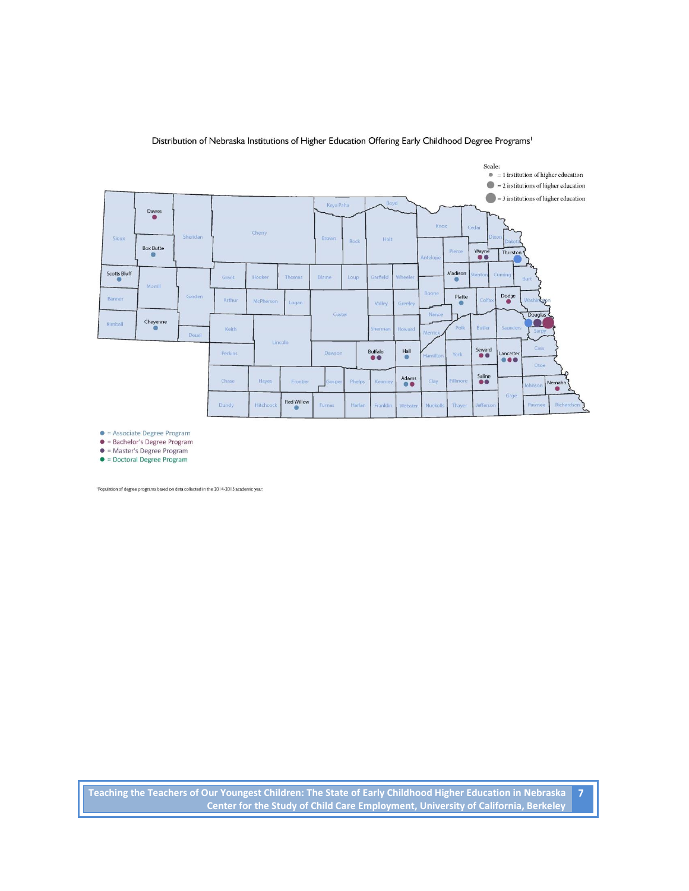Distribution of Nebraska Institutions of Higher Education Offering Early Childhood Degree Programs[1]

Scale:
= 1 institution of higher education
= 2 institutions of higher education
= 3 institutions of higher education

Sioux, Dawes, Box Butte, Sheridan, Cherry, Keya Paha, Boyd, Brown, Rock, Holt, Knox, Cedar, Dixon, Dakota, Antelope, Pierce, Wayne, Thurston, Scotts Bluff, Morrill, Garden, Grant, Hooker, Thomas, Blaine, Loup, Garfield, Wheeler, Madison, Stanton, Cuming, Burt, Banner, Arthur, McPherson, Logan, Valley, Greeley, Boone, Platte, Colfax, Dodge, Washington, Kimball, Cheyenne, Deuel, Keith, Custer, Sherman, Howard, Nance, Merrick, Polk, Butler, Saunders, Douglas, Sarpy, Lincoln, Perkins, Dawson, Buffalo, Hall, Hamilton, York, Seward, Lancaster, Cass, Otoe, Chase, Hayes, Frontier, Gosper, Phelps, Kearney, Adams, Clay, Fillmore, Saline, Johnson, Nemaha, Gage, Dundy, Hitchcock, Red Willow, Furnas, Harlan, Franklin, Webster, Nuckolls, Thayer, Jefferson, Pawnee, Richardson

- = Associate Degree Program
- = Bachelor's Degree Program
- = Master's Degree Program
- = Doctoral Degree Program

[1]Population of degree programs based on data collected in the 2014-2015 academic year.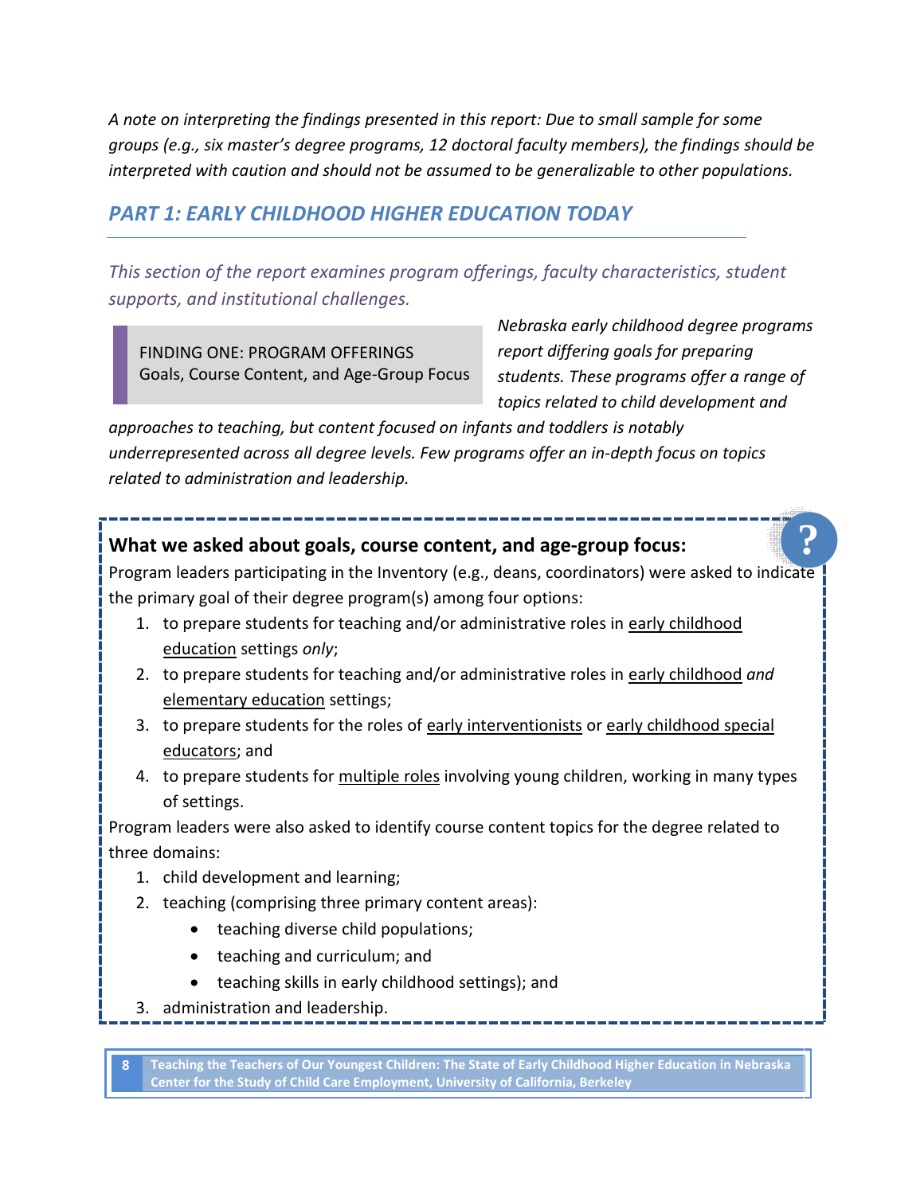*A note on interpreting the findings presented in this report: Due to small sample for some groups (e.g., six master's degree programs, 12 doctoral faculty members), the findings should be interpreted with caution and should not be assumed to be generalizable to other populations.*

## *PART 1: EARLY CHILDHOOD HIGHER EDUCATION TODAY*

*This section of the report examines program offerings, faculty characteristics, student supports, and institutional challenges.*

### FINDING ONE: PROGRAM OFFERINGS
Goals, Course Content, and Age-Group Focus

*Nebraska early childhood degree programs report differing goals for preparing students. These programs offer a range of topics related to child development and approaches to teaching, but content focused on infants and toddlers is notably underrepresented across all degree levels. Few programs offer an in-depth focus on topics related to administration and leadership.*

**What we asked about goals, course content, and age-group focus:**

Program leaders participating in the Inventory (e.g., deans, coordinators) were asked to indicate the primary goal of their degree program(s) among four options:

1. to prepare students for teaching and/or administrative roles in early childhood education settings *only*;
2. to prepare students for teaching and/or administrative roles in early childhood *and* elementary education settings;
3. to prepare students for the roles of early interventionists or early childhood special educators; and
4. to prepare students for multiple roles involving young children, working in many types of settings.

Program leaders were also asked to identify course content topics for the degree related to three domains:

1. child development and learning;
2. teaching (comprising three primary content areas):
   - teaching diverse child populations;
   - teaching and curriculum; and
   - teaching skills in early childhood settings); and
3. administration and leadership.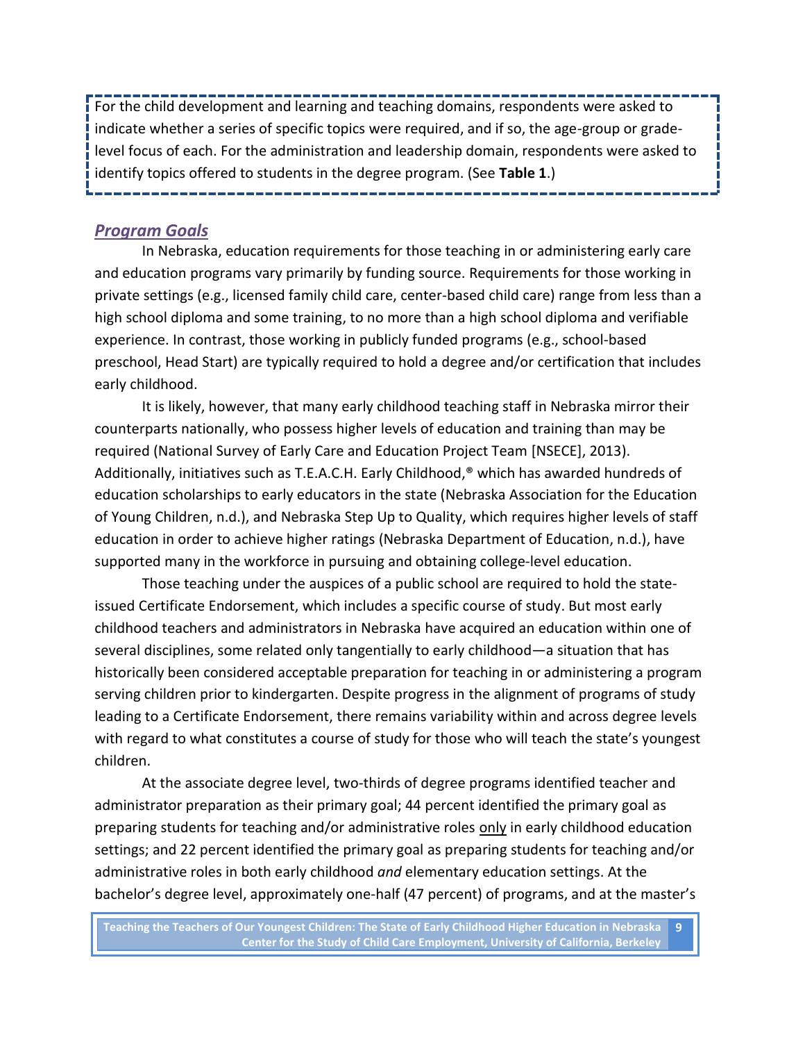For the child development and learning and teaching domains, respondents were asked to indicate whether a series of specific topics were required, and if so, the age-group or grade-level focus of each. For the administration and leadership domain, respondents were asked to identify topics offered to students in the degree program. (See **Table 1**.)

## *Program Goals*

In Nebraska, education requirements for those teaching in or administering early care and education programs vary primarily by funding source. Requirements for those working in private settings (e.g., licensed family child care, center-based child care) range from less than a high school diploma and some training, to no more than a high school diploma and verifiable experience. In contrast, those working in publicly funded programs (e.g., school-based preschool, Head Start) are typically required to hold a degree and/or certification that includes early childhood.

It is likely, however, that many early childhood teaching staff in Nebraska mirror their counterparts nationally, who possess higher levels of education and training than may be required (National Survey of Early Care and Education Project Team [NSECE], 2013). Additionally, initiatives such as T.E.A.C.H. Early Childhood,® which has awarded hundreds of education scholarships to early educators in the state (Nebraska Association for the Education of Young Children, n.d.), and Nebraska Step Up to Quality, which requires higher levels of staff education in order to achieve higher ratings (Nebraska Department of Education, n.d.), have supported many in the workforce in pursuing and obtaining college-level education.

Those teaching under the auspices of a public school are required to hold the state-issued Certificate Endorsement, which includes a specific course of study. But most early childhood teachers and administrators in Nebraska have acquired an education within one of several disciplines, some related only tangentially to early childhood—a situation that has historically been considered acceptable preparation for teaching in or administering a program serving children prior to kindergarten. Despite progress in the alignment of programs of study leading to a Certificate Endorsement, there remains variability within and across degree levels with regard to what constitutes a course of study for those who will teach the state's youngest children.

At the associate degree level, two-thirds of degree programs identified teacher and administrator preparation as their primary goal; 44 percent identified the primary goal as preparing students for teaching and/or administrative roles only in early childhood education settings; and 22 percent identified the primary goal as preparing students for teaching and/or administrative roles in both early childhood *and* elementary education settings. At the bachelor's degree level, approximately one-half (47 percent) of programs, and at the master's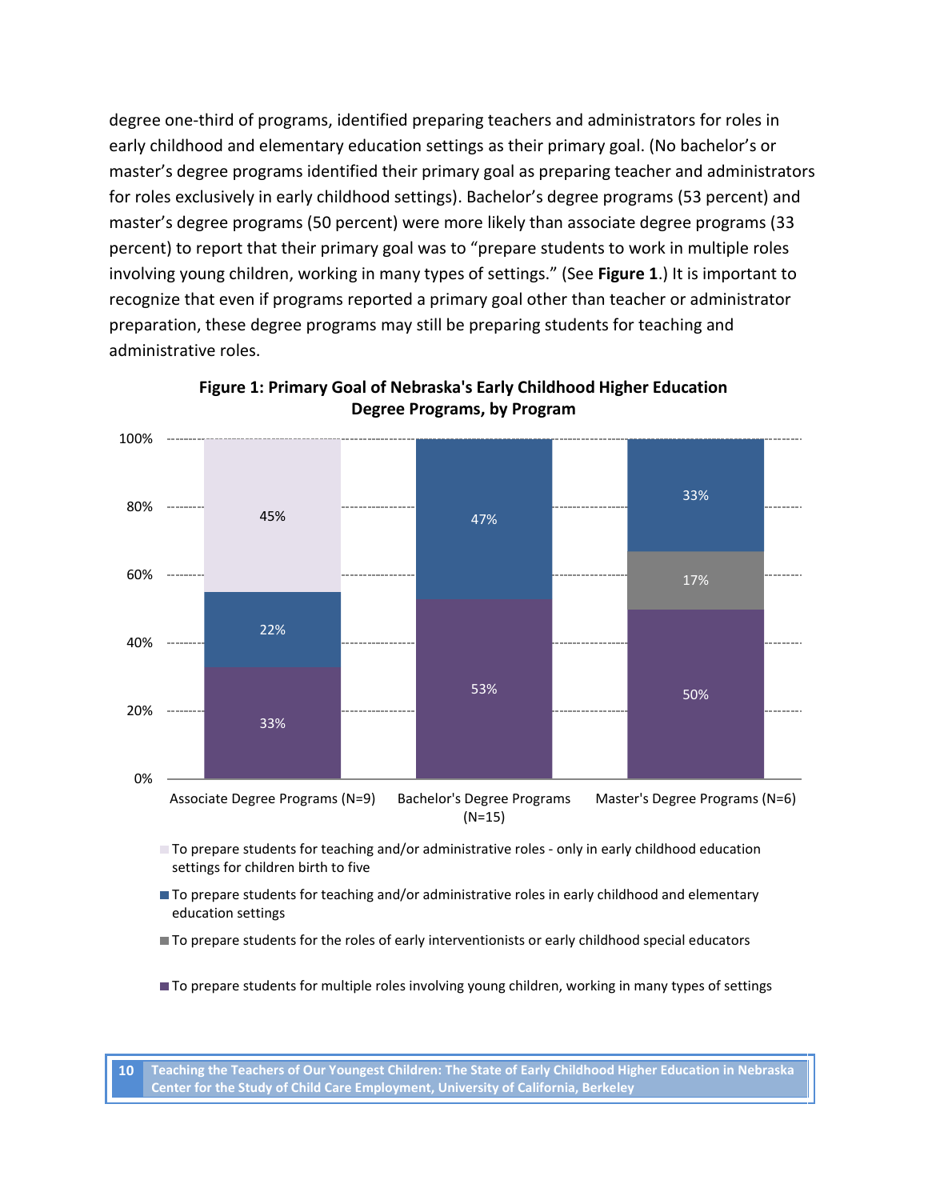degree one-third of programs, identified preparing teachers and administrators for roles in early childhood and elementary education settings as their primary goal. (No bachelor's or master's degree programs identified their primary goal as preparing teacher and administrators for roles exclusively in early childhood settings). Bachelor's degree programs (53 percent) and master's degree programs (50 percent) were more likely than associate degree programs (33 percent) to report that their primary goal was to "prepare students to work in multiple roles involving young children, working in many types of settings." (See **Figure 1**.) It is important to recognize that even if programs reported a primary goal other than teacher or administrator preparation, these degree programs may still be preparing students for teaching and administrative roles.

**Figure 1: Primary Goal of Nebraska's Early Childhood Higher Education Degree Programs, by Program**

100%
80%
60%
40%
20%
0%

Associate Degree Programs (N=9): 33%, 22%, 45%

Bachelor's Degree Programs (N=15): 53%, 47%

Master's Degree Programs (N=6): 50%, 17%, 33%

- To prepare students for teaching and/or administrative roles - only in early childhood education settings for children birth to five
- To prepare students for teaching and/or administrative roles in early childhood and elementary education settings
- To prepare students for the roles of early interventionists or early childhood special educators
- To prepare students for multiple roles involving young children, working in many types of settings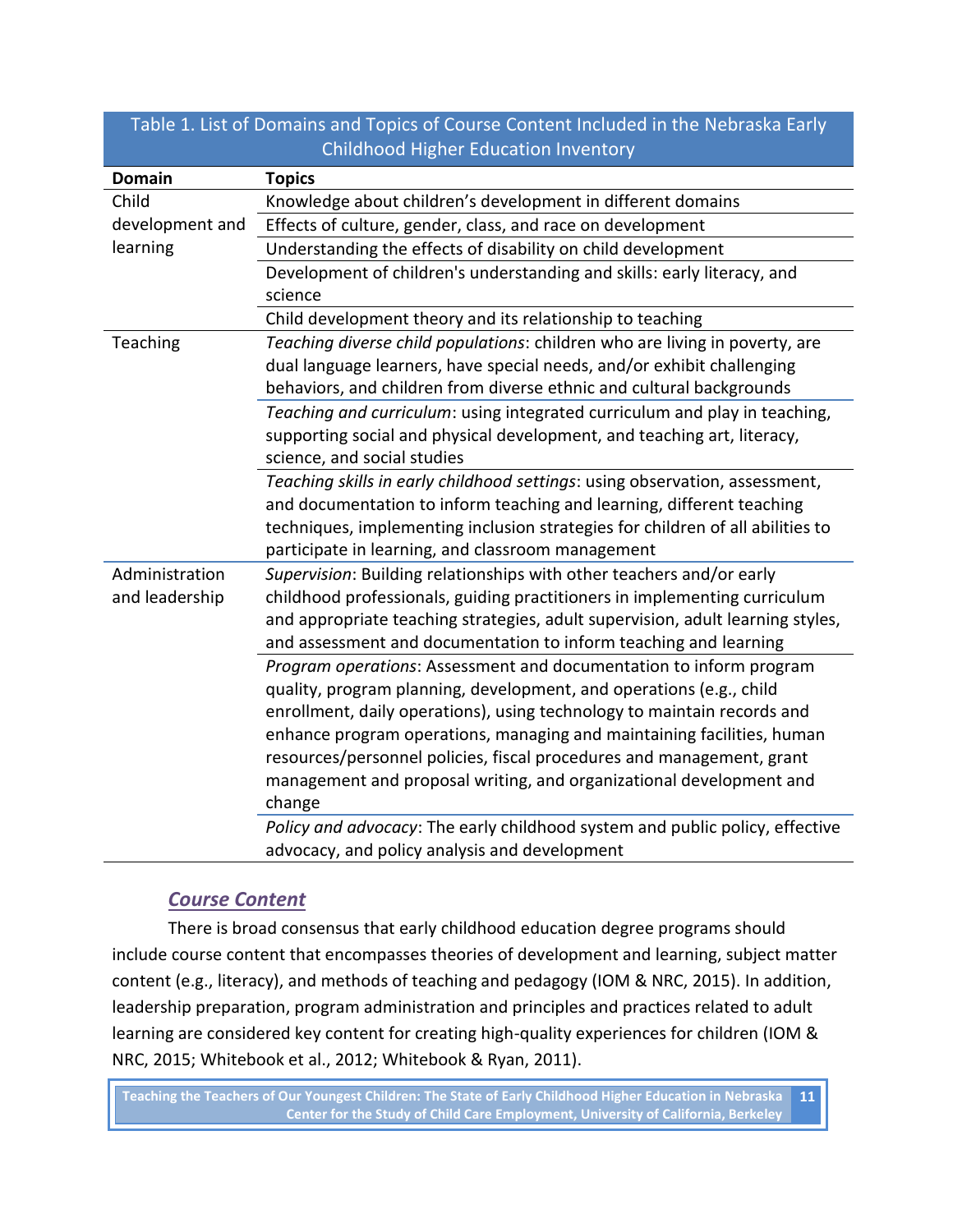Table 1. List of Domains and Topics of Course Content Included in the Nebraska Early Childhood Higher Education Inventory

| Domain | Topics |
|---|---|
| Child development and learning | Knowledge about children's development in different domains |
| | Effects of culture, gender, class, and race on development |
| | Understanding the effects of disability on child development |
| | Development of children's understanding and skills: early literacy, and science |
| | Child development theory and its relationship to teaching |
| Teaching | *Teaching diverse child populations*: children who are living in poverty, are dual language learners, have special needs, and/or exhibit challenging behaviors, and children from diverse ethnic and cultural backgrounds |
| | *Teaching and curriculum*: using integrated curriculum and play in teaching, supporting social and physical development, and teaching art, literacy, science, and social studies |
| | *Teaching skills in early childhood settings*: using observation, assessment, and documentation to inform teaching and learning, different teaching techniques, implementing inclusion strategies for children of all abilities to participate in learning, and classroom management |
| Administration and leadership | *Supervision*: Building relationships with other teachers and/or early childhood professionals, guiding practitioners in implementing curriculum and appropriate teaching strategies, adult supervision, adult learning styles, and assessment and documentation to inform teaching and learning |
| | *Program operations*: Assessment and documentation to inform program quality, program planning, development, and operations (e.g., child enrollment, daily operations), using technology to maintain records and enhance program operations, managing and maintaining facilities, human resources/personnel policies, fiscal procedures and management, grant management and proposal writing, and organizational development and change |
| | *Policy and advocacy*: The early childhood system and public policy, effective advocacy, and policy analysis and development |

### *Course Content*

There is broad consensus that early childhood education degree programs should include course content that encompasses theories of development and learning, subject matter content (e.g., literacy), and methods of teaching and pedagogy (IOM & NRC, 2015). In addition, leadership preparation, program administration and principles and practices related to adult learning are considered key content for creating high-quality experiences for children (IOM & NRC, 2015; Whitebook et al., 2012; Whitebook & Ryan, 2011).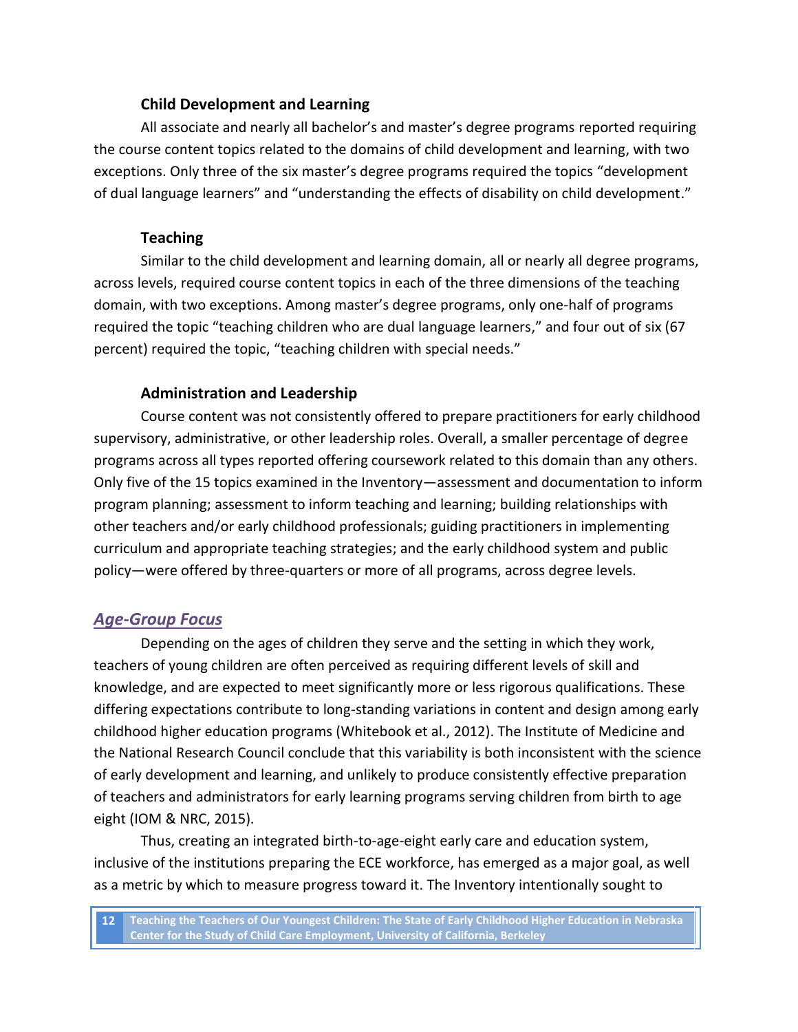### Child Development and Learning

All associate and nearly all bachelor's and master's degree programs reported requiring the course content topics related to the domains of child development and learning, with two exceptions. Only three of the six master's degree programs required the topics "development of dual language learners" and "understanding the effects of disability on child development."

### Teaching

Similar to the child development and learning domain, all or nearly all degree programs, across levels, required course content topics in each of the three dimensions of the teaching domain, with two exceptions. Among master's degree programs, only one-half of programs required the topic "teaching children who are dual language learners," and four out of six (67 percent) required the topic, "teaching children with special needs."

### Administration and Leadership

Course content was not consistently offered to prepare practitioners for early childhood supervisory, administrative, or other leadership roles. Overall, a smaller percentage of degree programs across all types reported offering coursework related to this domain than any others. Only five of the 15 topics examined in the Inventory—assessment and documentation to inform program planning; assessment to inform teaching and learning; building relationships with other teachers and/or early childhood professionals; guiding practitioners in implementing curriculum and appropriate teaching strategies; and the early childhood system and public policy—were offered by three-quarters or more of all programs, across degree levels.

## *Age-Group Focus*

Depending on the ages of children they serve and the setting in which they work, teachers of young children are often perceived as requiring different levels of skill and knowledge, and are expected to meet significantly more or less rigorous qualifications. These differing expectations contribute to long-standing variations in content and design among early childhood higher education programs (Whitebook et al., 2012). The Institute of Medicine and the National Research Council conclude that this variability is both inconsistent with the science of early development and learning, and unlikely to produce consistently effective preparation of teachers and administrators for early learning programs serving children from birth to age eight (IOM & NRC, 2015).

Thus, creating an integrated birth-to-age-eight early care and education system, inclusive of the institutions preparing the ECE workforce, has emerged as a major goal, as well as a metric by which to measure progress toward it. The Inventory intentionally sought to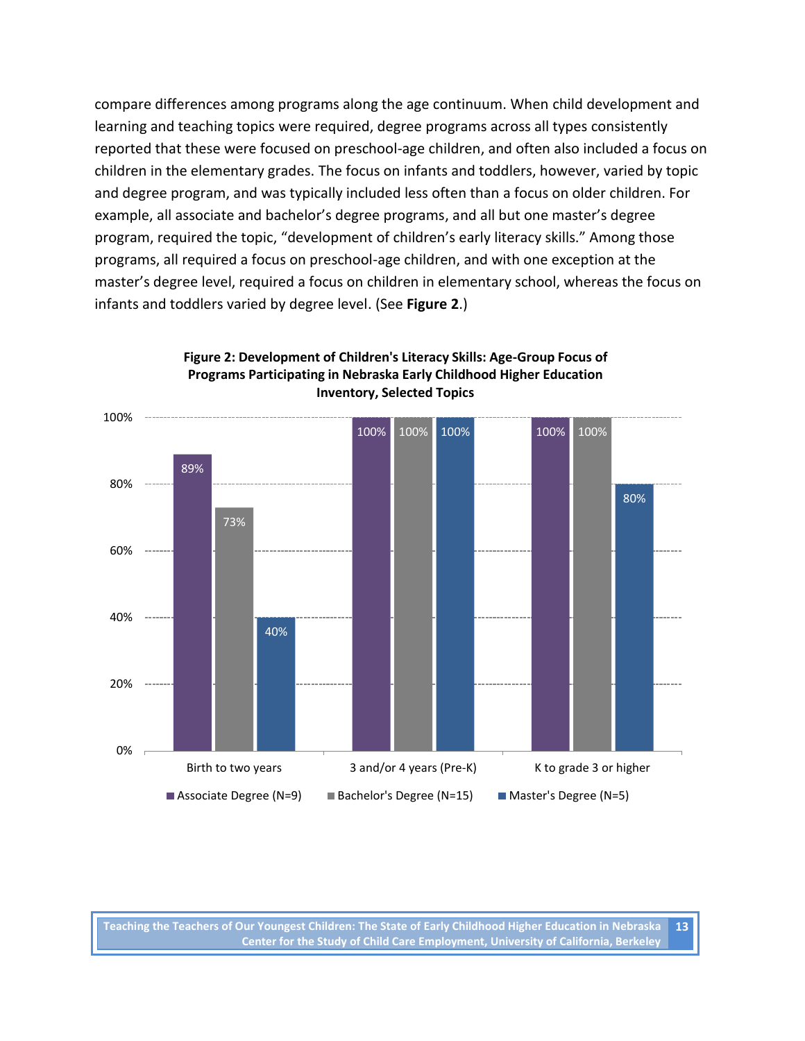compare differences among programs along the age continuum. When child development and learning and teaching topics were required, degree programs across all types consistently reported that these were focused on preschool-age children, and often also included a focus on children in the elementary grades. The focus on infants and toddlers, however, varied by topic and degree program, and was typically included less often than a focus on older children. For example, all associate and bachelor's degree programs, and all but one master's degree program, required the topic, "development of children's early literacy skills." Among those programs, all required a focus on preschool-age children, and with one exception at the master's degree level, required a focus on children in elementary school, whereas the focus on infants and toddlers varied by degree level. (See **Figure 2**.)

**Figure 2: Development of Children's Literacy Skills: Age-Group Focus of Programs Participating in Nebraska Early Childhood Higher Education Inventory, Selected Topics**

100%
80%
60%
40%
20%
0%

89%
73%
40%
100%
100%
100%
100%
100%
80%

Birth to two years
3 and/or 4 years (Pre-K)
K to grade 3 or higher

Associate Degree (N=9)
Bachelor's Degree (N=15)
Master's Degree (N=5)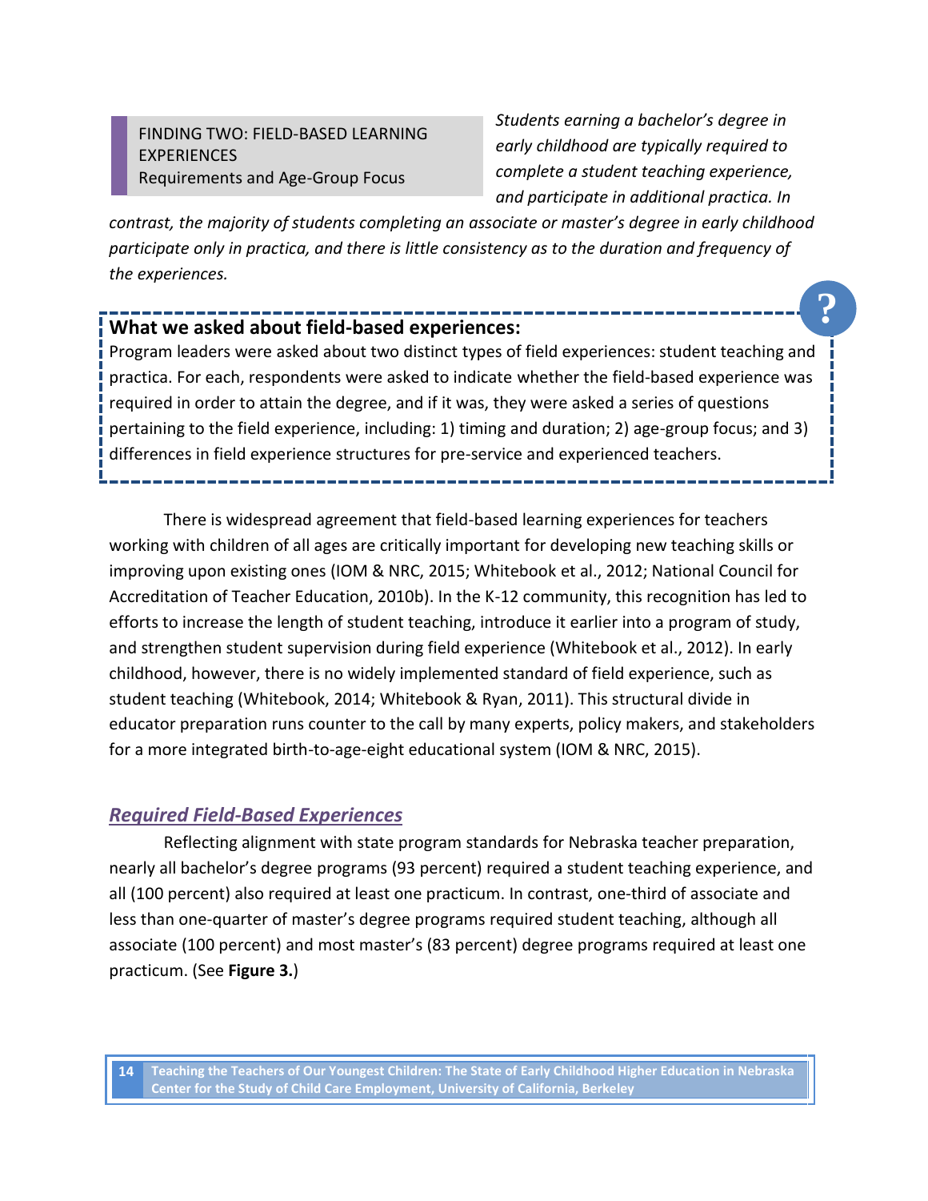## FINDING TWO: FIELD-BASED LEARNING EXPERIENCES
Requirements and Age-Group Focus

*Students earning a bachelor's degree in early childhood are typically required to complete a student teaching experience, and participate in additional practica. In contrast, the majority of students completing an associate or master's degree in early childhood participate only in practica, and there is little consistency as to the duration and frequency of the experiences.*

**What we asked about field-based experiences:**
Program leaders were asked about two distinct types of field experiences: student teaching and practica. For each, respondents were asked to indicate whether the field-based experience was required in order to attain the degree, and if it was, they were asked a series of questions pertaining to the field experience, including: 1) timing and duration; 2) age-group focus; and 3) differences in field experience structures for pre-service and experienced teachers.

There is widespread agreement that field-based learning experiences for teachers working with children of all ages are critically important for developing new teaching skills or improving upon existing ones (IOM & NRC, 2015; Whitebook et al., 2012; National Council for Accreditation of Teacher Education, 2010b). In the K-12 community, this recognition has led to efforts to increase the length of student teaching, introduce it earlier into a program of study, and strengthen student supervision during field experience (Whitebook et al., 2012). In early childhood, however, there is no widely implemented standard of field experience, such as student teaching (Whitebook, 2014; Whitebook & Ryan, 2011). This structural divide in educator preparation runs counter to the call by many experts, policy makers, and stakeholders for a more integrated birth-to-age-eight educational system (IOM & NRC, 2015).

### *Required Field-Based Experiences*

Reflecting alignment with state program standards for Nebraska teacher preparation, nearly all bachelor's degree programs (93 percent) required a student teaching experience, and all (100 percent) also required at least one practicum. In contrast, one-third of associate and less than one-quarter of master's degree programs required student teaching, although all associate (100 percent) and most master's (83 percent) degree programs required at least one practicum. (See **Figure 3.**)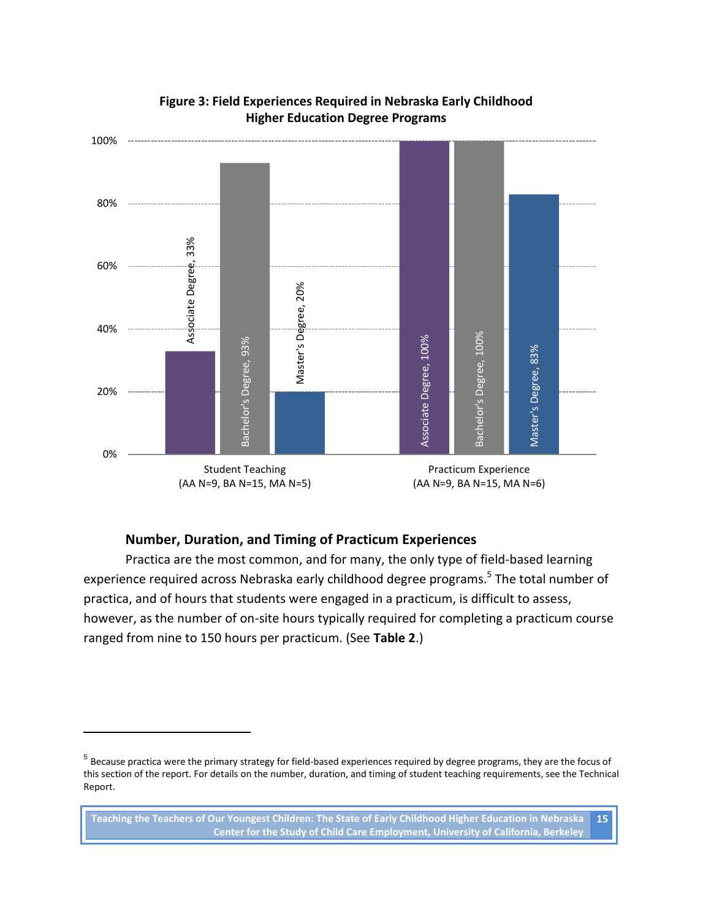**Figure 3: Field Experiences Required in Nebraska Early Childhood Higher Education Degree Programs**

100%
80%
60%
40%
20%
0%

Associate Degree, 33%
Bachelor's Degree, 93%
Master's Degree, 20%
Associate Degree, 100%
Bachelor's Degree, 100%
Master's Degree, 83%

Student Teaching
(AA N=9, BA N=15, MA N=5)

Practicum Experience
(AA N=9, BA N=15, MA N=6)

### Number, Duration, and Timing of Practicum Experiences

Practica are the most common, and for many, the only type of field-based learning experience required across Nebraska early childhood degree programs.[5] The total number of practica, and of hours that students were engaged in a practicum, is difficult to assess, however, as the number of on-site hours typically required for completing a practicum course ranged from nine to 150 hours per practicum. (See **Table 2**.)

[5] Because practica were the primary strategy for field-based experiences required by degree programs, they are the focus of this section of the report. For details on the number, duration, and timing of student teaching requirements, see the Technical Report.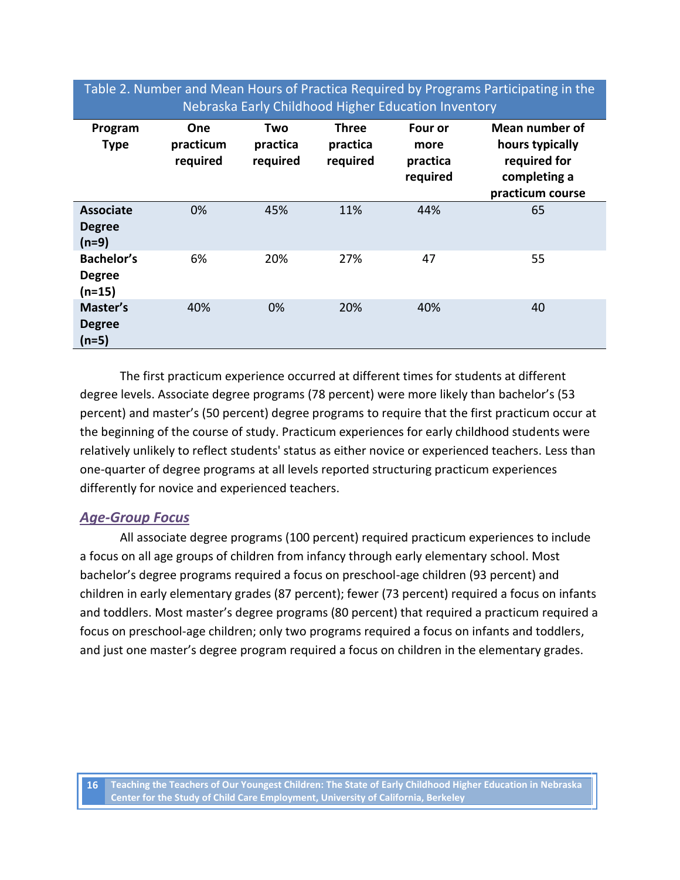Table 2. Number and Mean Hours of Practica Required by Programs Participating in the Nebraska Early Childhood Higher Education Inventory

| Program Type | One practicum required | Two practica required | Three practica required | Four or more practica required | Mean number of hours typically required for completing a practicum course |
|---|---|---|---|---|---|
| **Associate Degree (n=9)** | 0% | 45% | 11% | 44% | 65 |
| **Bachelor's Degree (n=15)** | 6% | 20% | 27% | 47 | 55 |
| **Master's Degree (n=5)** | 40% | 0% | 20% | 40% | 40 |

The first practicum experience occurred at different times for students at different degree levels. Associate degree programs (78 percent) were more likely than bachelor's (53 percent) and master's (50 percent) degree programs to require that the first practicum occur at the beginning of the course of study. Practicum experiences for early childhood students were relatively unlikely to reflect students' status as either novice or experienced teachers. Less than one-quarter of degree programs at all levels reported structuring practicum experiences differently for novice and experienced teachers.

### *Age-Group Focus*

All associate degree programs (100 percent) required practicum experiences to include a focus on all age groups of children from infancy through early elementary school. Most bachelor's degree programs required a focus on preschool-age children (93 percent) and children in early elementary grades (87 percent); fewer (73 percent) required a focus on infants and toddlers. Most master's degree programs (80 percent) that required a practicum required a focus on preschool-age children; only two programs required a focus on infants and toddlers, and just one master's degree program required a focus on children in the elementary grades.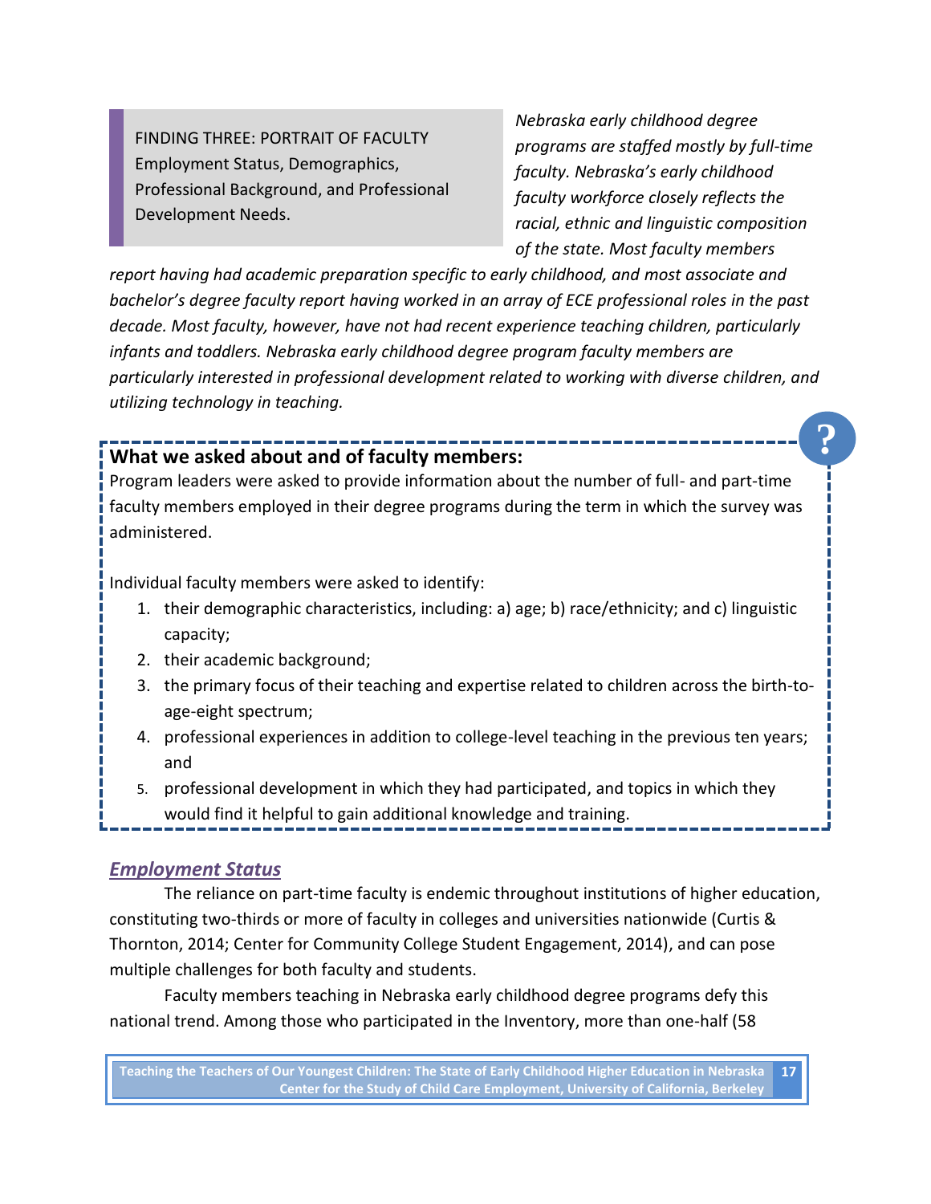FINDING THREE: PORTRAIT OF FACULTY
Employment Status, Demographics, Professional Background, and Professional Development Needs.

*Nebraska early childhood degree programs are staffed mostly by full-time faculty. Nebraska's early childhood faculty workforce closely reflects the racial, ethnic and linguistic composition of the state. Most faculty members report having had academic preparation specific to early childhood, and most associate and bachelor's degree faculty report having worked in an array of ECE professional roles in the past decade. Most faculty, however, have not had recent experience teaching children, particularly infants and toddlers. Nebraska early childhood degree program faculty members are particularly interested in professional development related to working with diverse children, and utilizing technology in teaching.*

**What we asked about and of faculty members:**

Program leaders were asked to provide information about the number of full- and part-time faculty members employed in their degree programs during the term in which the survey was administered.

Individual faculty members were asked to identify:

1. their demographic characteristics, including: a) age; b) race/ethnicity; and c) linguistic capacity;
2. their academic background;
3. the primary focus of their teaching and expertise related to children across the birth-to-age-eight spectrum;
4. professional experiences in addition to college-level teaching in the previous ten years; and
5. professional development in which they had participated, and topics in which they would find it helpful to gain additional knowledge and training.

## *Employment Status*

The reliance on part-time faculty is endemic throughout institutions of higher education, constituting two-thirds or more of faculty in colleges and universities nationwide (Curtis & Thornton, 2014; Center for Community College Student Engagement, 2014), and can pose multiple challenges for both faculty and students.

Faculty members teaching in Nebraska early childhood degree programs defy this national trend. Among those who participated in the Inventory, more than one-half (58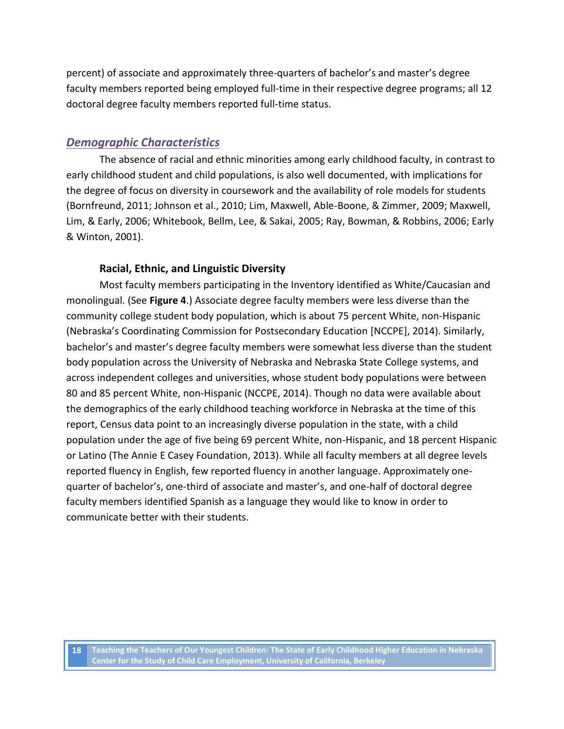percent) of associate and approximately three-quarters of bachelor's and master's degree faculty members reported being employed full-time in their respective degree programs; all 12 doctoral degree faculty members reported full-time status.

## *Demographic Characteristics*

The absence of racial and ethnic minorities among early childhood faculty, in contrast to early childhood student and child populations, is also well documented, with implications for the degree of focus on diversity in coursework and the availability of role models for students (Bornfreund, 2011; Johnson et al., 2010; Lim, Maxwell, Able-Boone, & Zimmer, 2009; Maxwell, Lim, & Early, 2006; Whitebook, Bellm, Lee, & Sakai, 2005; Ray, Bowman, & Robbins, 2006; Early & Winton, 2001).

### Racial, Ethnic, and Linguistic Diversity

Most faculty members participating in the Inventory identified as White/Caucasian and monolingual. (See **Figure 4**.) Associate degree faculty members were less diverse than the community college student body population, which is about 75 percent White, non-Hispanic (Nebraska's Coordinating Commission for Postsecondary Education [NCCPE], 2014). Similarly, bachelor's and master's degree faculty members were somewhat less diverse than the student body population across the University of Nebraska and Nebraska State College systems, and across independent colleges and universities, whose student body populations were between 80 and 85 percent White, non-Hispanic (NCCPE, 2014). Though no data were available about the demographics of the early childhood teaching workforce in Nebraska at the time of this report, Census data point to an increasingly diverse population in the state, with a child population under the age of five being 69 percent White, non-Hispanic, and 18 percent Hispanic or Latino (The Annie E Casey Foundation, 2013). While all faculty members at all degree levels reported fluency in English, few reported fluency in another language. Approximately one-quarter of bachelor's, one-third of associate and master's, and one-half of doctoral degree faculty members identified Spanish as a language they would like to know in order to communicate better with their students.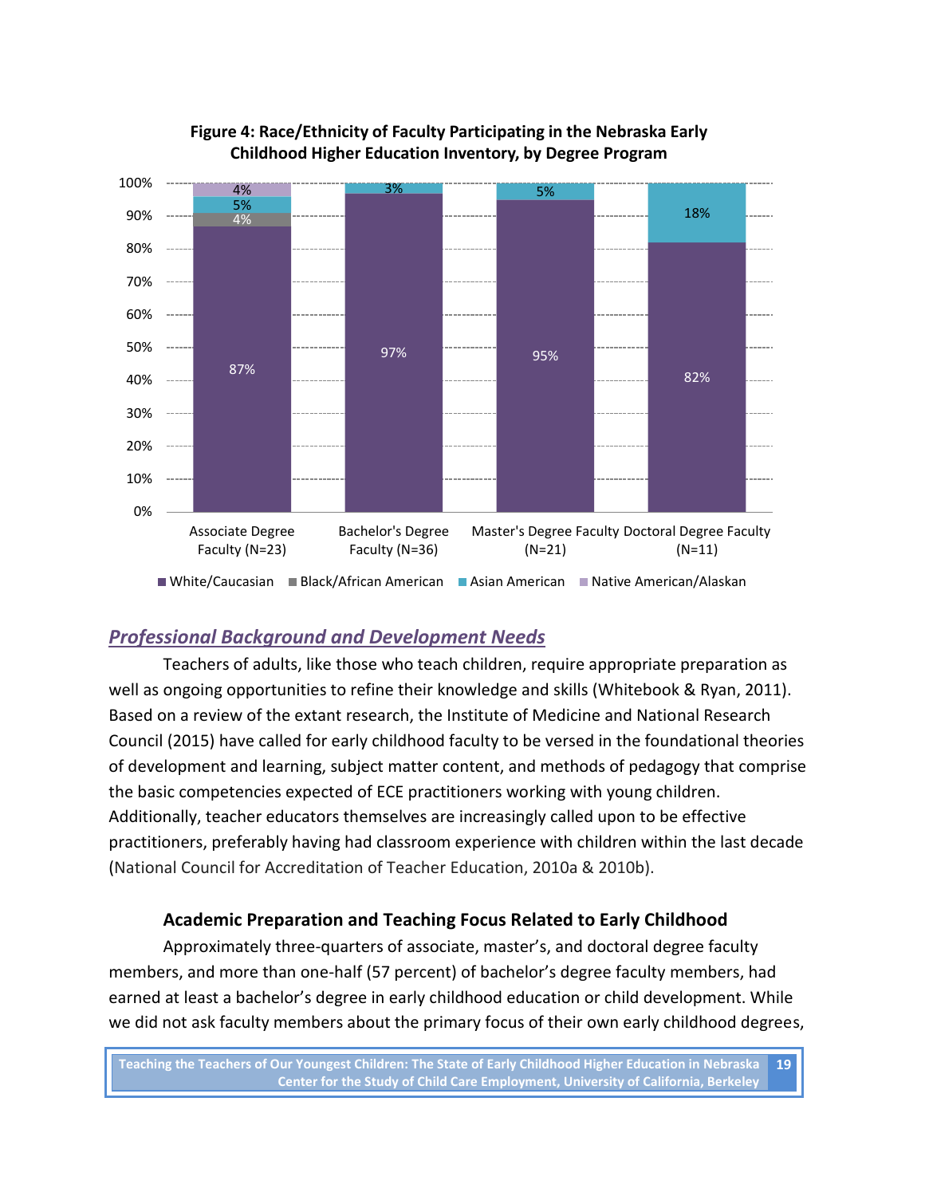**Figure 4: Race/Ethnicity of Faculty Participating in the Nebraska Early Childhood Higher Education Inventory, by Degree Program**

100%
90%
80%
70%
60%
50%
40%
30%
20%
10%
0%

Associate Degree Faculty (N=23): 87%, 4%, 5%, 4%
Bachelor's Degree Faculty (N=36): 97%, 3%
Master's Degree Faculty (N=21): 95%, 5%
Doctoral Degree Faculty (N=11): 82%, 18%

White/Caucasian, Black/African American, Asian American, Native American/Alaskan

## *Professional Background and Development Needs*

Teachers of adults, like those who teach children, require appropriate preparation as well as ongoing opportunities to refine their knowledge and skills (Whitebook & Ryan, 2011). Based on a review of the extant research, the Institute of Medicine and National Research Council (2015) have called for early childhood faculty to be versed in the foundational theories of development and learning, subject matter content, and methods of pedagogy that comprise the basic competencies expected of ECE practitioners working with young children. Additionally, teacher educators themselves are increasingly called upon to be effective practitioners, preferably having had classroom experience with children within the last decade (National Council for Accreditation of Teacher Education, 2010a & 2010b).

### Academic Preparation and Teaching Focus Related to Early Childhood

Approximately three-quarters of associate, master's, and doctoral degree faculty members, and more than one-half (57 percent) of bachelor's degree faculty members, had earned at least a bachelor's degree in early childhood education or child development. While we did not ask faculty members about the primary focus of their own early childhood degrees,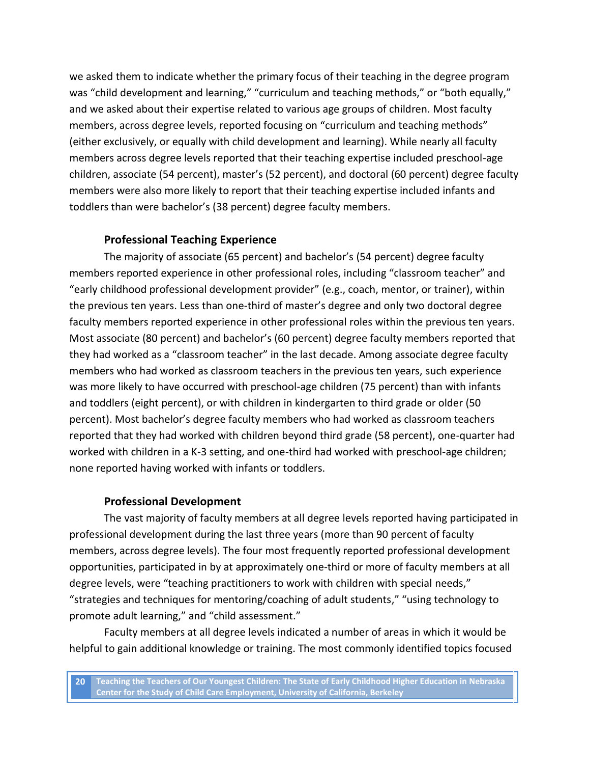we asked them to indicate whether the primary focus of their teaching in the degree program was "child development and learning," "curriculum and teaching methods," or "both equally," and we asked about their expertise related to various age groups of children. Most faculty members, across degree levels, reported focusing on "curriculum and teaching methods" (either exclusively, or equally with child development and learning). While nearly all faculty members across degree levels reported that their teaching expertise included preschool-age children, associate (54 percent), master's (52 percent), and doctoral (60 percent) degree faculty members were also more likely to report that their teaching expertise included infants and toddlers than were bachelor's (38 percent) degree faculty members.

### Professional Teaching Experience

The majority of associate (65 percent) and bachelor's (54 percent) degree faculty members reported experience in other professional roles, including "classroom teacher" and "early childhood professional development provider" (e.g., coach, mentor, or trainer), within the previous ten years. Less than one-third of master's degree and only two doctoral degree faculty members reported experience in other professional roles within the previous ten years. Most associate (80 percent) and bachelor's (60 percent) degree faculty members reported that they had worked as a "classroom teacher" in the last decade. Among associate degree faculty members who had worked as classroom teachers in the previous ten years, such experience was more likely to have occurred with preschool-age children (75 percent) than with infants and toddlers (eight percent), or with children in kindergarten to third grade or older (50 percent). Most bachelor's degree faculty members who had worked as classroom teachers reported that they had worked with children beyond third grade (58 percent), one-quarter had worked with children in a K-3 setting, and one-third had worked with preschool-age children; none reported having worked with infants or toddlers.

### Professional Development

The vast majority of faculty members at all degree levels reported having participated in professional development during the last three years (more than 90 percent of faculty members, across degree levels). The four most frequently reported professional development opportunities, participated in by at approximately one-third or more of faculty members at all degree levels, were "teaching practitioners to work with children with special needs," "strategies and techniques for mentoring/coaching of adult students," "using technology to promote adult learning," and "child assessment."

Faculty members at all degree levels indicated a number of areas in which it would be helpful to gain additional knowledge or training. The most commonly identified topics focused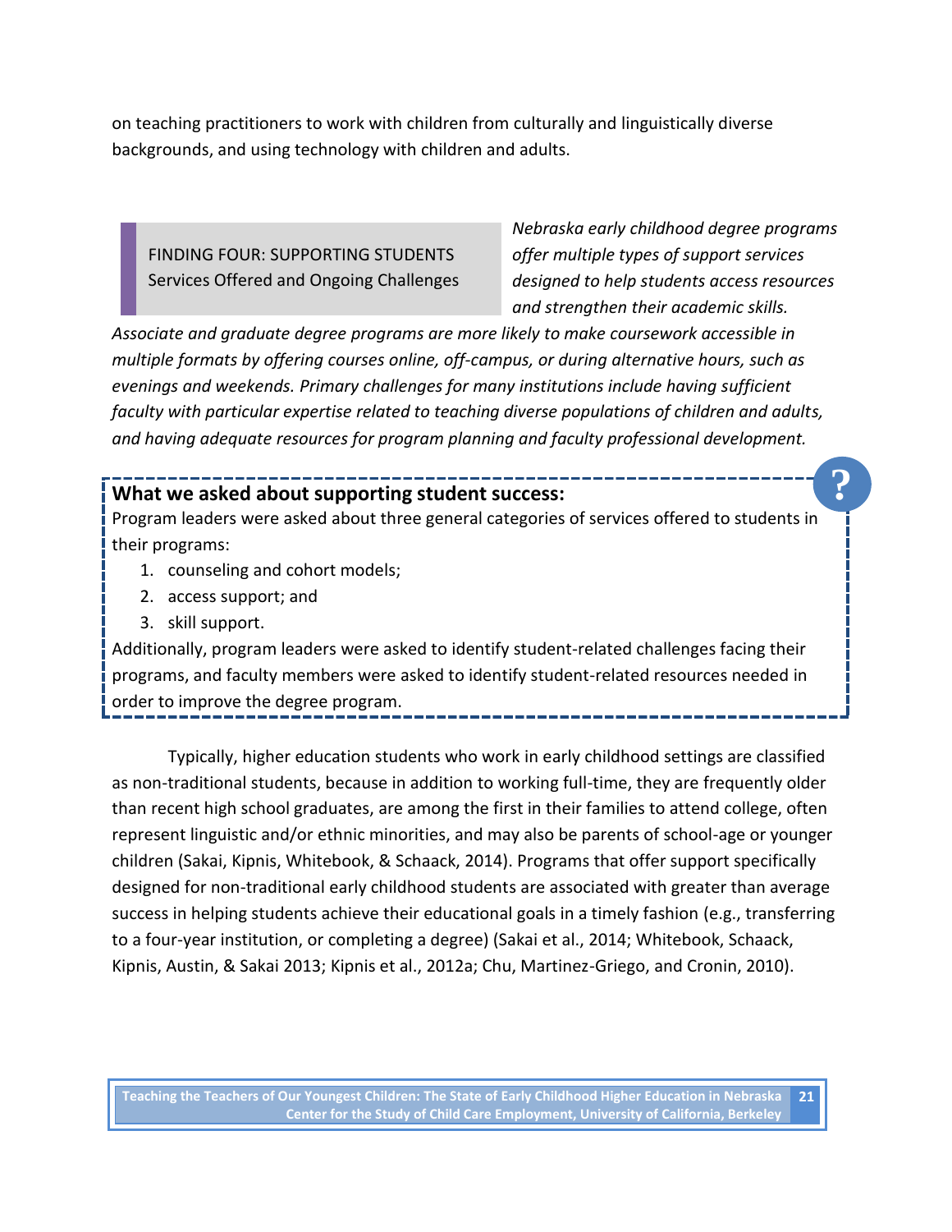on teaching practitioners to work with children from culturally and linguistically diverse backgrounds, and using technology with children and adults.

### FINDING FOUR: SUPPORTING STUDENTS
### Services Offered and Ongoing Challenges

*Nebraska early childhood degree programs offer multiple types of support services designed to help students access resources and strengthen their academic skills. Associate and graduate degree programs are more likely to make coursework accessible in multiple formats by offering courses online, off-campus, or during alternative hours, such as evenings and weekends. Primary challenges for many institutions include having sufficient faculty with particular expertise related to teaching diverse populations of children and adults, and having adequate resources for program planning and faculty professional development.*

**What we asked about supporting student success:**

Program leaders were asked about three general categories of services offered to students in their programs:

1. counseling and cohort models;
2. access support; and
3. skill support.

Additionally, program leaders were asked to identify student-related challenges facing their programs, and faculty members were asked to identify student-related resources needed in order to improve the degree program.

Typically, higher education students who work in early childhood settings are classified as non-traditional students, because in addition to working full-time, they are frequently older than recent high school graduates, are among the first in their families to attend college, often represent linguistic and/or ethnic minorities, and may also be parents of school-age or younger children (Sakai, Kipnis, Whitebook, & Schaack, 2014). Programs that offer support specifically designed for non-traditional early childhood students are associated with greater than average success in helping students achieve their educational goals in a timely fashion (e.g., transferring to a four-year institution, or completing a degree) (Sakai et al., 2014; Whitebook, Schaack, Kipnis, Austin, & Sakai 2013; Kipnis et al., 2012a; Chu, Martinez-Griego, and Cronin, 2010).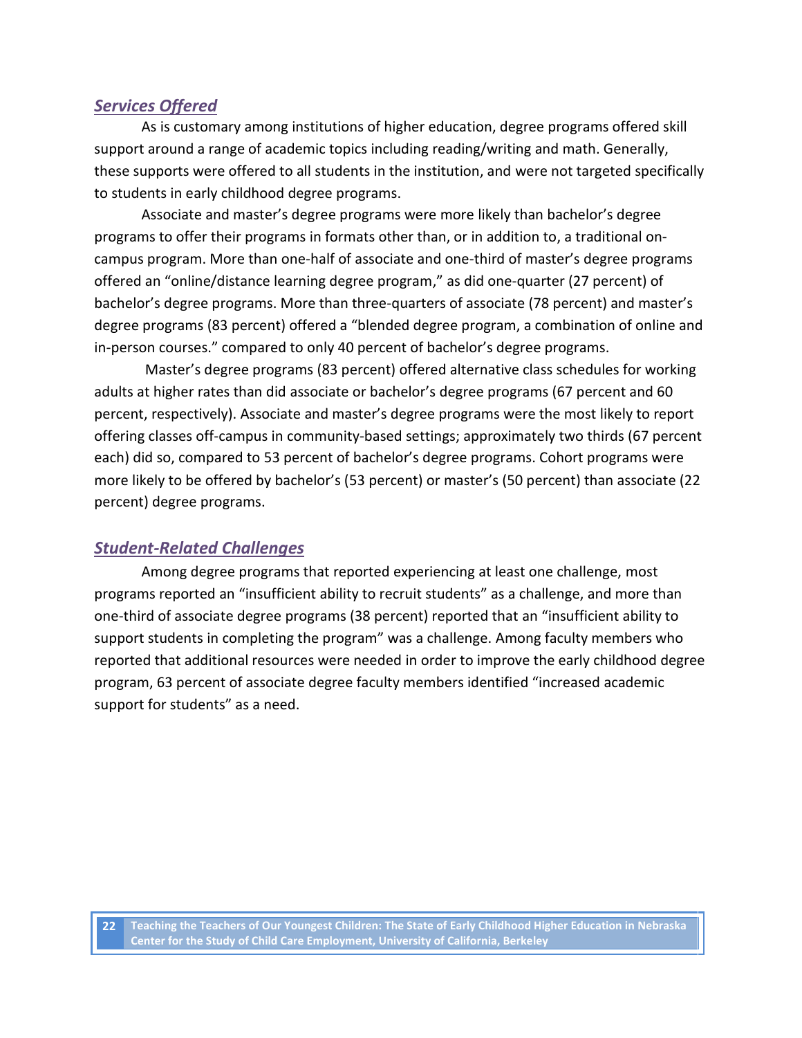## *Services Offered*

As is customary among institutions of higher education, degree programs offered skill support around a range of academic topics including reading/writing and math. Generally, these supports were offered to all students in the institution, and were not targeted specifically to students in early childhood degree programs.

Associate and master's degree programs were more likely than bachelor's degree programs to offer their programs in formats other than, or in addition to, a traditional on-campus program. More than one-half of associate and one-third of master's degree programs offered an "online/distance learning degree program," as did one-quarter (27 percent) of bachelor's degree programs. More than three-quarters of associate (78 percent) and master's degree programs (83 percent) offered a "blended degree program, a combination of online and in-person courses." compared to only 40 percent of bachelor's degree programs.

Master's degree programs (83 percent) offered alternative class schedules for working adults at higher rates than did associate or bachelor's degree programs (67 percent and 60 percent, respectively). Associate and master's degree programs were the most likely to report offering classes off-campus in community-based settings; approximately two thirds (67 percent each) did so, compared to 53 percent of bachelor's degree programs. Cohort programs were more likely to be offered by bachelor's (53 percent) or master's (50 percent) than associate (22 percent) degree programs.

## *Student-Related Challenges*

Among degree programs that reported experiencing at least one challenge, most programs reported an "insufficient ability to recruit students" as a challenge, and more than one-third of associate degree programs (38 percent) reported that an "insufficient ability to support students in completing the program" was a challenge. Among faculty members who reported that additional resources were needed in order to improve the early childhood degree program, 63 percent of associate degree faculty members identified "increased academic support for students" as a need.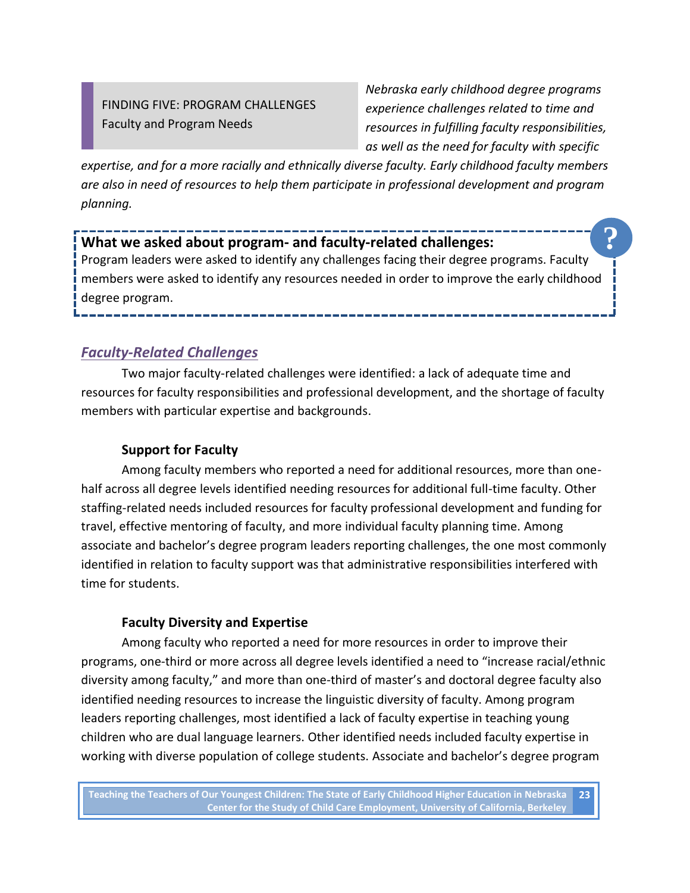FINDING FIVE: PROGRAM CHALLENGES
Faculty and Program Needs

*Nebraska early childhood degree programs experience challenges related to time and resources in fulfilling faculty responsibilities, as well as the need for faculty with specific expertise, and for a more racially and ethnically diverse faculty. Early childhood faculty members are also in need of resources to help them participate in professional development and program planning.*

**What we asked about program- and faculty-related challenges:**
Program leaders were asked to identify any challenges facing their degree programs. Faculty members were asked to identify any resources needed in order to improve the early childhood degree program.

## *Faculty-Related Challenges*

Two major faculty-related challenges were identified: a lack of adequate time and resources for faculty responsibilities and professional development, and the shortage of faculty members with particular expertise and backgrounds.

### Support for Faculty

Among faculty members who reported a need for additional resources, more than one-half across all degree levels identified needing resources for additional full-time faculty. Other staffing-related needs included resources for faculty professional development and funding for travel, effective mentoring of faculty, and more individual faculty planning time. Among associate and bachelor's degree program leaders reporting challenges, the one most commonly identified in relation to faculty support was that administrative responsibilities interfered with time for students.

### Faculty Diversity and Expertise

Among faculty who reported a need for more resources in order to improve their programs, one-third or more across all degree levels identified a need to "increase racial/ethnic diversity among faculty," and more than one-third of master's and doctoral degree faculty also identified needing resources to increase the linguistic diversity of faculty. Among program leaders reporting challenges, most identified a lack of faculty expertise in teaching young children who are dual language learners. Other identified needs included faculty expertise in working with diverse population of college students. Associate and bachelor's degree program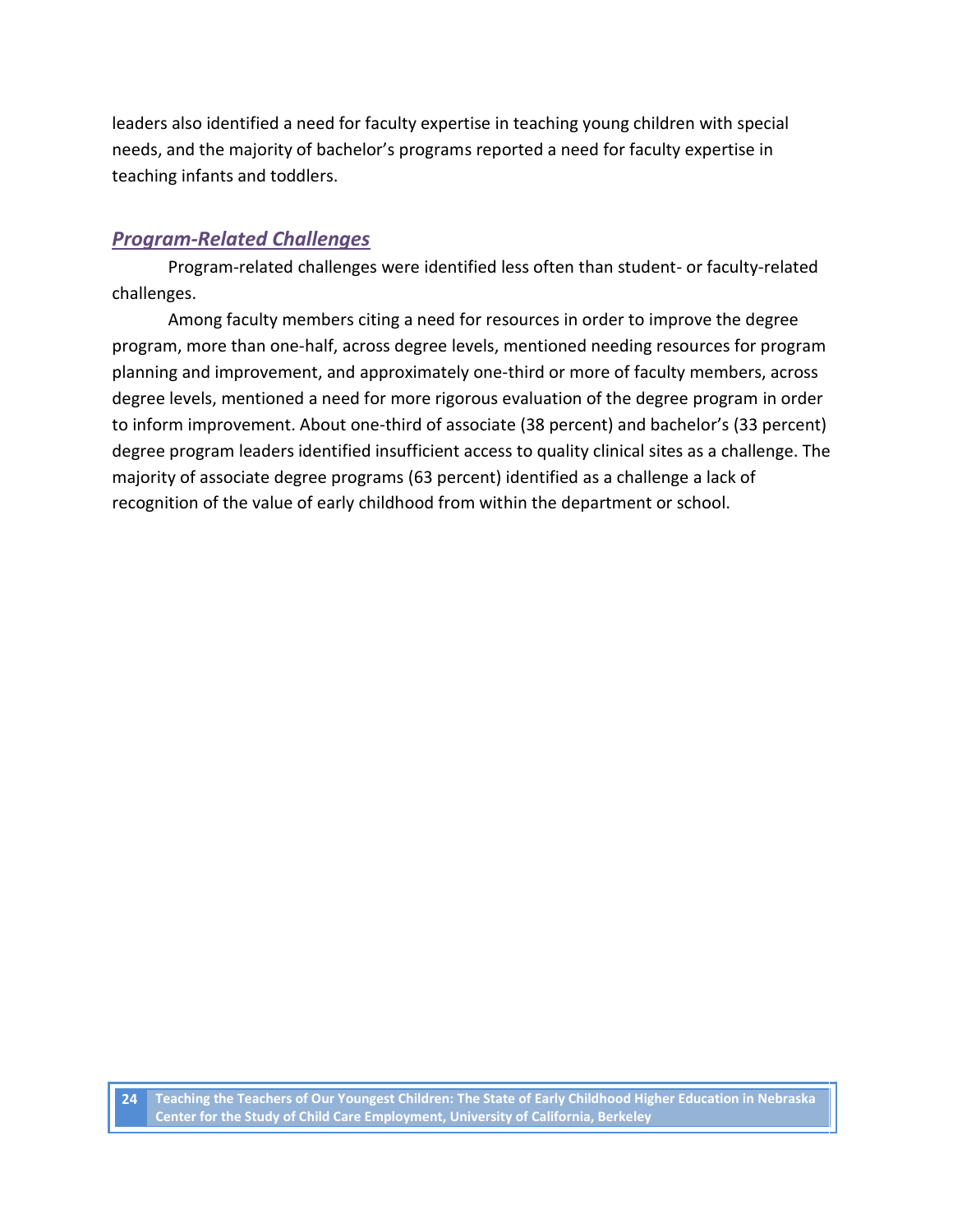leaders also identified a need for faculty expertise in teaching young children with special needs, and the majority of bachelor's programs reported a need for faculty expertise in teaching infants and toddlers.

## ***Program-Related Challenges***

Program-related challenges were identified less often than student- or faculty-related challenges.

Among faculty members citing a need for resources in order to improve the degree program, more than one-half, across degree levels, mentioned needing resources for program planning and improvement, and approximately one-third or more of faculty members, across degree levels, mentioned a need for more rigorous evaluation of the degree program in order to inform improvement. About one-third of associate (38 percent) and bachelor's (33 percent) degree program leaders identified insufficient access to quality clinical sites as a challenge. The majority of associate degree programs (63 percent) identified as a challenge a lack of recognition of the value of early childhood from within the department or school.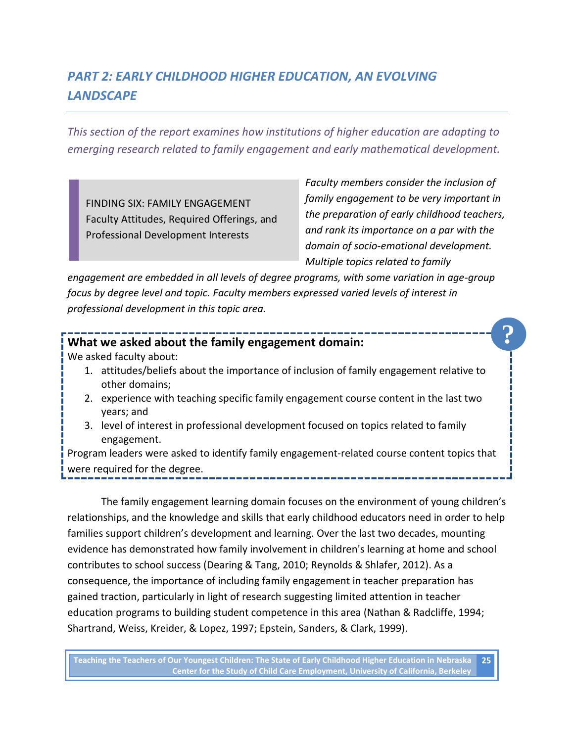# *PART 2: EARLY CHILDHOOD HIGHER EDUCATION, AN EVOLVING LANDSCAPE*

*This section of the report examines how institutions of higher education are adapting to emerging research related to family engagement and early mathematical development.*

FINDING SIX: FAMILY ENGAGEMENT
Faculty Attitudes, Required Offerings, and Professional Development Interests

*Faculty members consider the inclusion of family engagement to be very important in the preparation of early childhood teachers, and rank its importance on a par with the domain of socio-emotional development. Multiple topics related to family engagement are embedded in all levels of degree programs, with some variation in age-group focus by degree level and topic. Faculty members expressed varied levels of interest in professional development in this topic area.*

**What we asked about the family engagement domain:**

We asked faculty about:

1. attitudes/beliefs about the importance of inclusion of family engagement relative to other domains;
2. experience with teaching specific family engagement course content in the last two years; and
3. level of interest in professional development focused on topics related to family engagement.

Program leaders were asked to identify family engagement-related course content topics that were required for the degree.

The family engagement learning domain focuses on the environment of young children's relationships, and the knowledge and skills that early childhood educators need in order to help families support children's development and learning. Over the last two decades, mounting evidence has demonstrated how family involvement in children's learning at home and school contributes to school success (Dearing & Tang, 2010; Reynolds & Shlafer, 2012). As a consequence, the importance of including family engagement in teacher preparation has gained traction, particularly in light of research suggesting limited attention in teacher education programs to building student competence in this area (Nathan & Radcliffe, 1994; Shartrand, Weiss, Kreider, & Lopez, 1997; Epstein, Sanders, & Clark, 1999).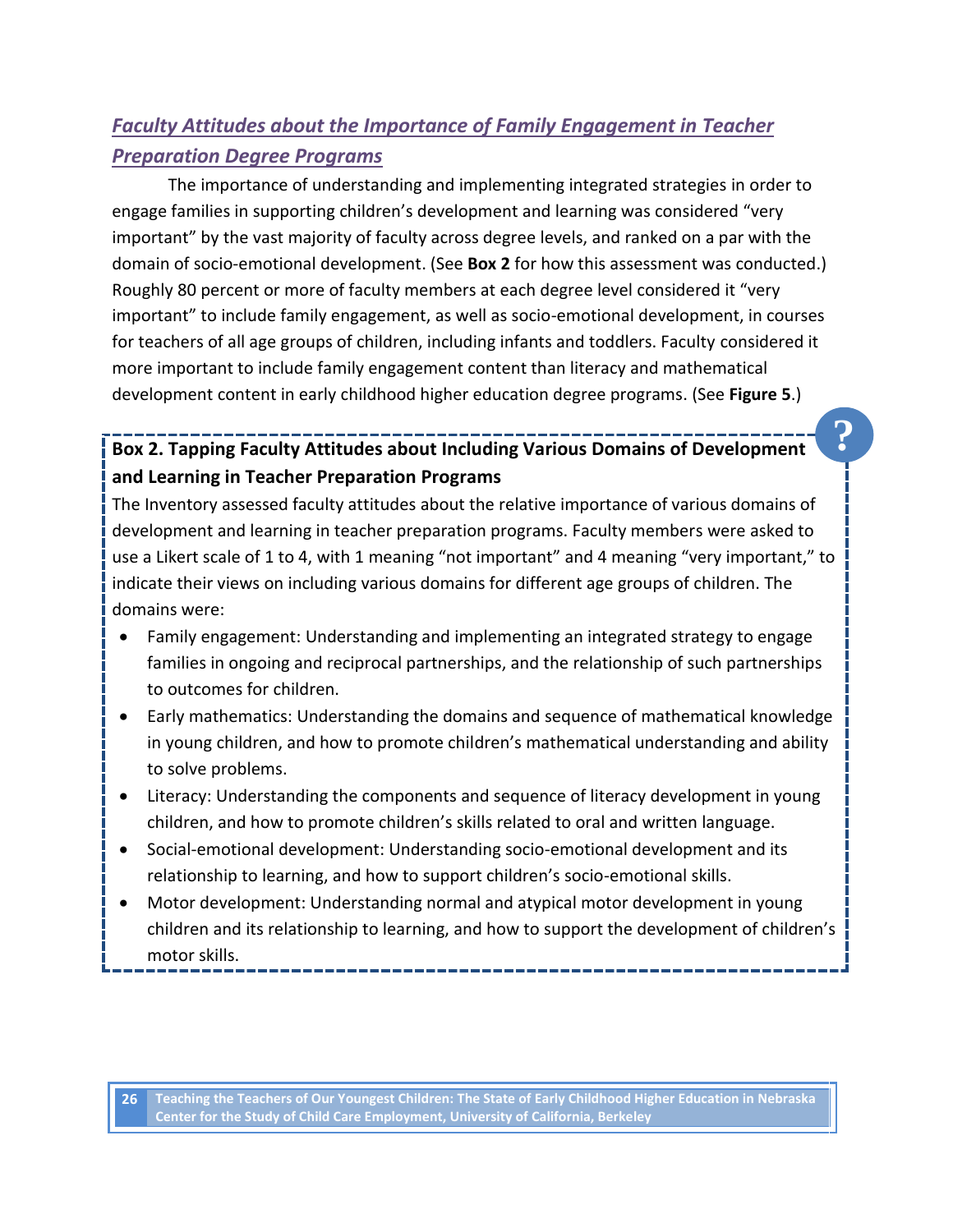## *Faculty Attitudes about the Importance of Family Engagement in Teacher Preparation Degree Programs*

The importance of understanding and implementing integrated strategies in order to engage families in supporting children's development and learning was considered "very important" by the vast majority of faculty across degree levels, and ranked on a par with the domain of socio-emotional development. (See **Box 2** for how this assessment was conducted.) Roughly 80 percent or more of faculty members at each degree level considered it "very important" to include family engagement, as well as socio-emotional development, in courses for teachers of all age groups of children, including infants and toddlers. Faculty considered it more important to include family engagement content than literacy and mathematical development content in early childhood higher education degree programs. (See **Figure 5**.)

**Box 2. Tapping Faculty Attitudes about Including Various Domains of Development and Learning in Teacher Preparation Programs**

The Inventory assessed faculty attitudes about the relative importance of various domains of development and learning in teacher preparation programs. Faculty members were asked to use a Likert scale of 1 to 4, with 1 meaning "not important" and 4 meaning "very important," to indicate their views on including various domains for different age groups of children. The domains were:

- Family engagement: Understanding and implementing an integrated strategy to engage families in ongoing and reciprocal partnerships, and the relationship of such partnerships to outcomes for children.
- Early mathematics: Understanding the domains and sequence of mathematical knowledge in young children, and how to promote children's mathematical understanding and ability to solve problems.
- Literacy: Understanding the components and sequence of literacy development in young children, and how to promote children's skills related to oral and written language.
- Social-emotional development: Understanding socio-emotional development and its relationship to learning, and how to support children's socio-emotional skills.
- Motor development: Understanding normal and atypical motor development in young children and its relationship to learning, and how to support the development of children's motor skills.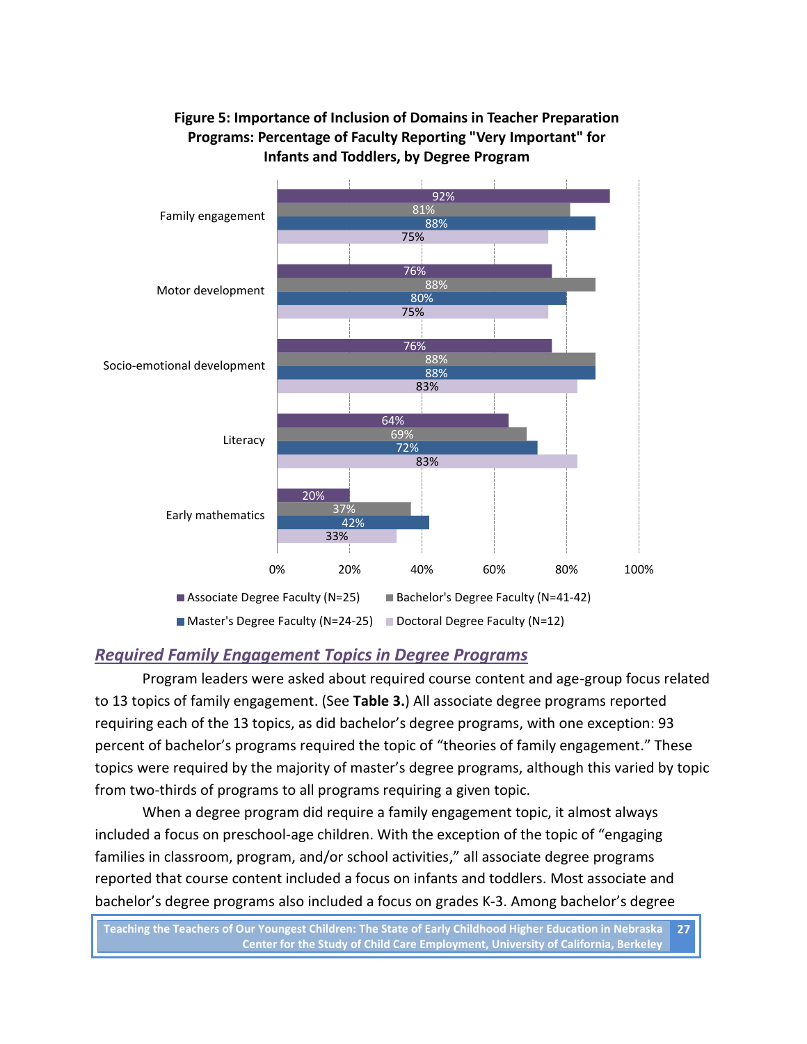**Figure 5: Importance of Inclusion of Domains in Teacher Preparation Programs: Percentage of Faculty Reporting "Very Important" for Infants and Toddlers, by Degree Program**

Family engagement
92%
81%
88%
75%

Motor development
76%
88%
80%
75%

Socio-emotional development
76%
88%
88%
83%

Literacy
64%
69%
72%
83%

Early mathematics
20%
37%
42%
33%

0% 20% 40% 60% 80% 100%

Associate Degree Faculty (N=25)
Bachelor's Degree Faculty (N=41-42)
Master's Degree Faculty (N=24-25)
Doctoral Degree Faculty (N=12)

## *Required Family Engagement Topics in Degree Programs*

Program leaders were asked about required course content and age-group focus related to 13 topics of family engagement. (See **Table 3.**) All associate degree programs reported requiring each of the 13 topics, as did bachelor's degree programs, with one exception: 93 percent of bachelor's programs required the topic of "theories of family engagement." These topics were required by the majority of master's degree programs, although this varied by topic from two-thirds of programs to all programs requiring a given topic.

When a degree program did require a family engagement topic, it almost always included a focus on preschool-age children. With the exception of the topic of "engaging families in classroom, program, and/or school activities," all associate degree programs reported that course content included a focus on infants and toddlers. Most associate and bachelor's degree programs also included a focus on grades K-3. Among bachelor's degree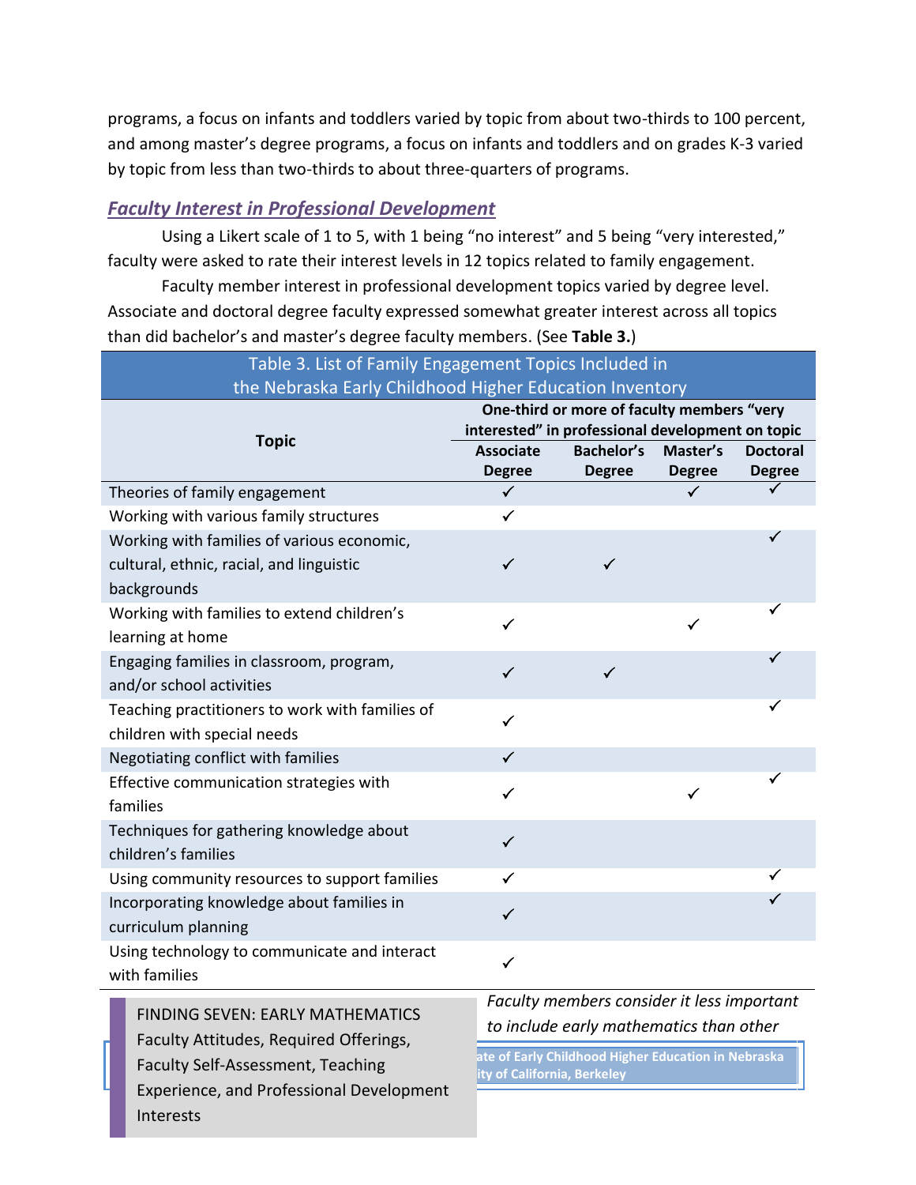programs, a focus on infants and toddlers varied by topic from about two-thirds to 100 percent, and among master's degree programs, a focus on infants and toddlers and on grades K-3 varied by topic from less than two-thirds to about three-quarters of programs.

## *Faculty Interest in Professional Development*

Using a Likert scale of 1 to 5, with 1 being "no interest" and 5 being "very interested," faculty were asked to rate their interest levels in 12 topics related to family engagement.

Faculty member interest in professional development topics varied by degree level. Associate and doctoral degree faculty expressed somewhat greater interest across all topics than did bachelor's and master's degree faculty members. (See **Table 3.**)

Table 3. List of Family Engagement Topics Included in the Nebraska Early Childhood Higher Education Inventory

| Topic | One-third or more of faculty members "very interested" in professional development on topic | | | |
|---|---|---|---|---|
| | Associate Degree | Bachelor's Degree | Master's Degree | Doctoral Degree |
| Theories of family engagement | ✓ | | ✓ | ✓ |
| Working with various family structures | ✓ | | | |
| Working with families of various economic, cultural, ethnic, racial, and linguistic backgrounds | ✓ | ✓ | | ✓ |
| Working with families to extend children's learning at home | ✓ | | ✓ | ✓ |
| Engaging families in classroom, program, and/or school activities | ✓ | ✓ | | ✓ |
| Teaching practitioners to work with families of children with special needs | ✓ | | | ✓ |
| Negotiating conflict with families | ✓ | | | |
| Effective communication strategies with families | ✓ | | ✓ | ✓ |
| Techniques for gathering knowledge about children's families | ✓ | | | |
| Using community resources to support families | ✓ | | | ✓ |
| Incorporating knowledge about families in curriculum planning | ✓ | | | ✓ |
| Using technology to communicate and interact with families | ✓ | | | |

FINDING SEVEN: EARLY MATHEMATICS
Faculty Attitudes, Required Offerings, Faculty Self-Assessment, Teaching Experience, and Professional Development Interests

*Faculty members consider it less important to include early mathematics than other*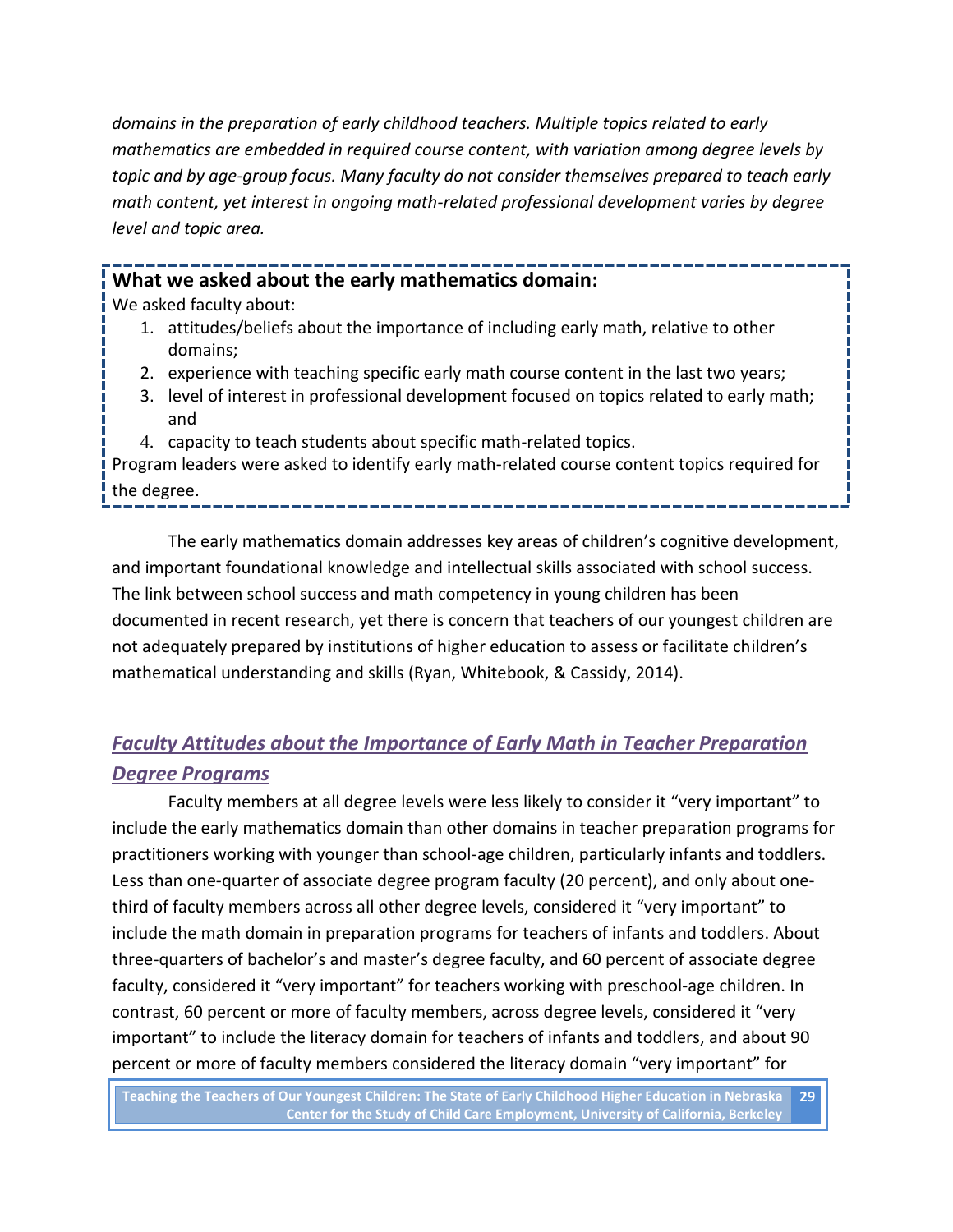*domains in the preparation of early childhood teachers. Multiple topics related to early mathematics are embedded in required course content, with variation among degree levels by topic and by age-group focus. Many faculty do not consider themselves prepared to teach early math content, yet interest in ongoing math-related professional development varies by degree level and topic area.*

**What we asked about the early mathematics domain:**

We asked faculty about:

1. attitudes/beliefs about the importance of including early math, relative to other domains;
2. experience with teaching specific early math course content in the last two years;
3. level of interest in professional development focused on topics related to early math; and
4. capacity to teach students about specific math-related topics.

Program leaders were asked to identify early math-related course content topics required for the degree.

The early mathematics domain addresses key areas of children's cognitive development, and important foundational knowledge and intellectual skills associated with school success. The link between school success and math competency in young children has been documented in recent research, yet there is concern that teachers of our youngest children are not adequately prepared by institutions of higher education to assess or facilitate children's mathematical understanding and skills (Ryan, Whitebook, & Cassidy, 2014).

## *Faculty Attitudes about the Importance of Early Math in Teacher Preparation Degree Programs*

Faculty members at all degree levels were less likely to consider it "very important" to include the early mathematics domain than other domains in teacher preparation programs for practitioners working with younger than school-age children, particularly infants and toddlers. Less than one-quarter of associate degree program faculty (20 percent), and only about one-third of faculty members across all other degree levels, considered it "very important" to include the math domain in preparation programs for teachers of infants and toddlers. About three-quarters of bachelor's and master's degree faculty, and 60 percent of associate degree faculty, considered it "very important" for teachers working with preschool-age children. In contrast, 60 percent or more of faculty members, across degree levels, considered it "very important" to include the literacy domain for teachers of infants and toddlers, and about 90 percent or more of faculty members considered the literacy domain "very important" for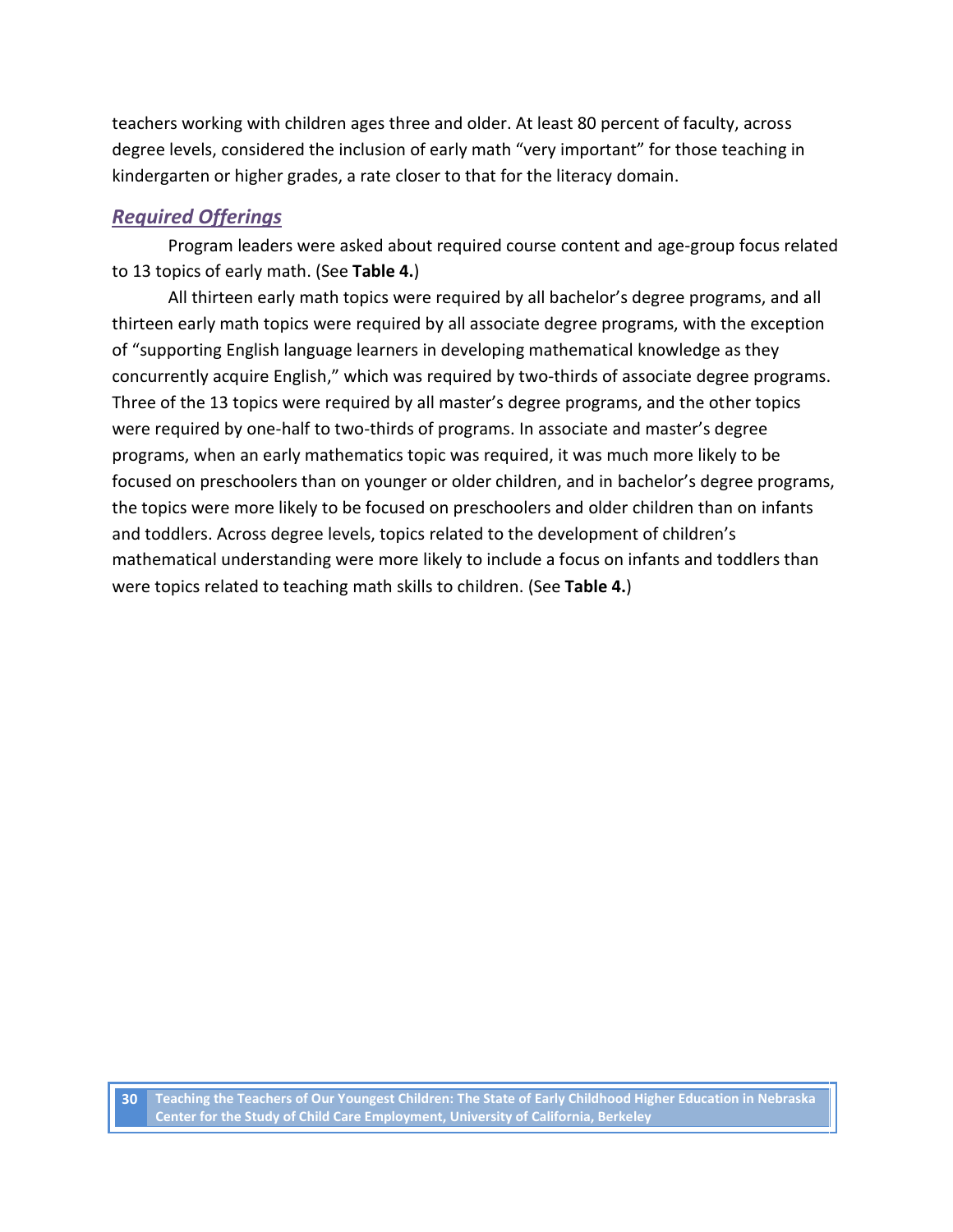teachers working with children ages three and older. At least 80 percent of faculty, across degree levels, considered the inclusion of early math "very important" for those teaching in kindergarten or higher grades, a rate closer to that for the literacy domain.

## ***Required Offerings***

Program leaders were asked about required course content and age-group focus related to 13 topics of early math. (See **Table 4.**)

All thirteen early math topics were required by all bachelor's degree programs, and all thirteen early math topics were required by all associate degree programs, with the exception of "supporting English language learners in developing mathematical knowledge as they concurrently acquire English," which was required by two-thirds of associate degree programs. Three of the 13 topics were required by all master's degree programs, and the other topics were required by one-half to two-thirds of programs. In associate and master's degree programs, when an early mathematics topic was required, it was much more likely to be focused on preschoolers than on younger or older children, and in bachelor's degree programs, the topics were more likely to be focused on preschoolers and older children than on infants and toddlers. Across degree levels, topics related to the development of children's mathematical understanding were more likely to include a focus on infants and toddlers than were topics related to teaching math skills to children. (See **Table 4.**)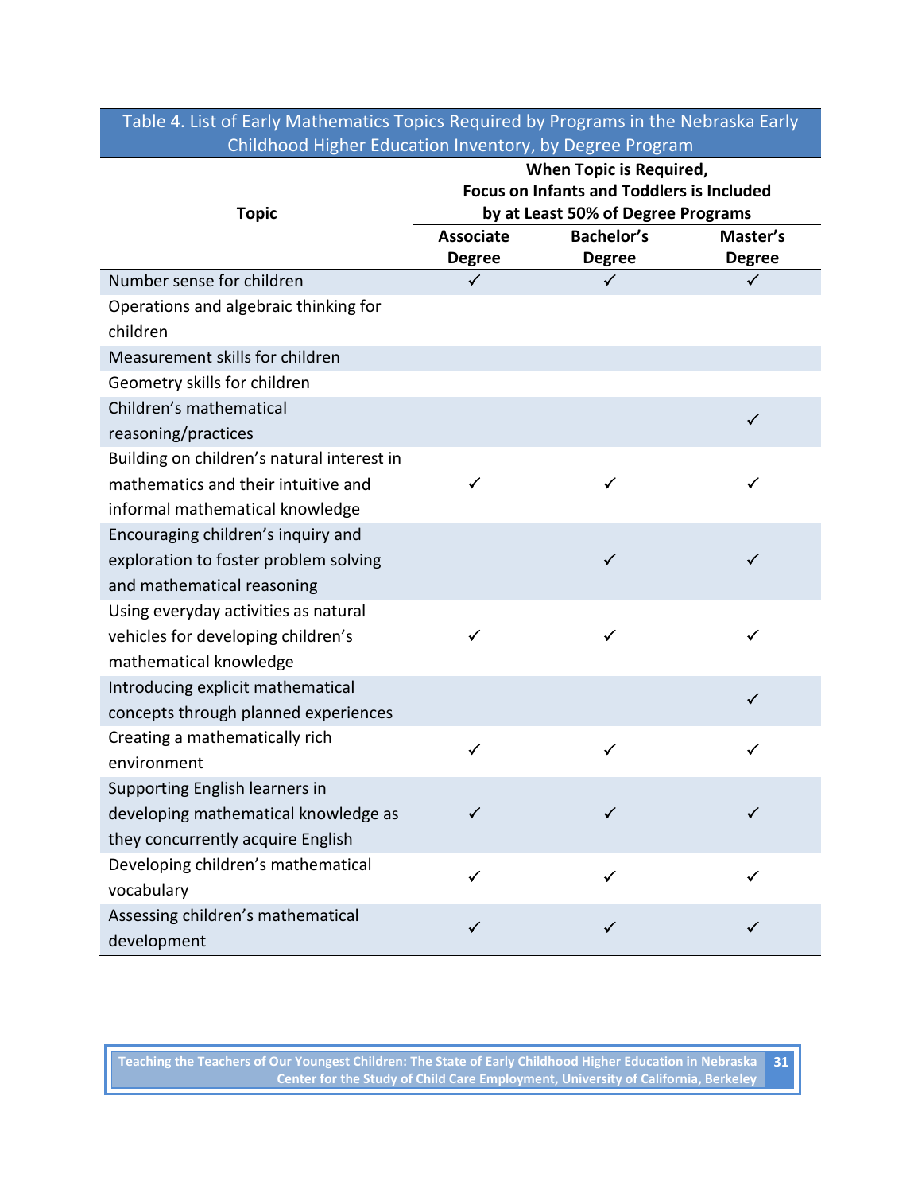Table 4. List of Early Mathematics Topics Required by Programs in the Nebraska Early Childhood Higher Education Inventory, by Degree Program

| Topic | When Topic is Required, Focus on Infants and Toddlers is Included by at Least 50% of Degree Programs | | |
|---|---|---|---|
| | Associate Degree | Bachelor's Degree | Master's Degree |
| Number sense for children | ✓ | ✓ | ✓ |
| Operations and algebraic thinking for children | | | |
| Measurement skills for children | | | |
| Geometry skills for children | | | |
| Children's mathematical reasoning/practices | | | ✓ |
| Building on children's natural interest in mathematics and their intuitive and informal mathematical knowledge | ✓ | ✓ | ✓ |
| Encouraging children's inquiry and exploration to foster problem solving and mathematical reasoning | | ✓ | ✓ |
| Using everyday activities as natural vehicles for developing children's mathematical knowledge | ✓ | ✓ | ✓ |
| Introducing explicit mathematical concepts through planned experiences | | | ✓ |
| Creating a mathematically rich environment | ✓ | ✓ | ✓ |
| Supporting English learners in developing mathematical knowledge as they concurrently acquire English | ✓ | ✓ | ✓ |
| Developing children's mathematical vocabulary | ✓ | ✓ | ✓ |
| Assessing children's mathematical development | ✓ | ✓ | ✓ |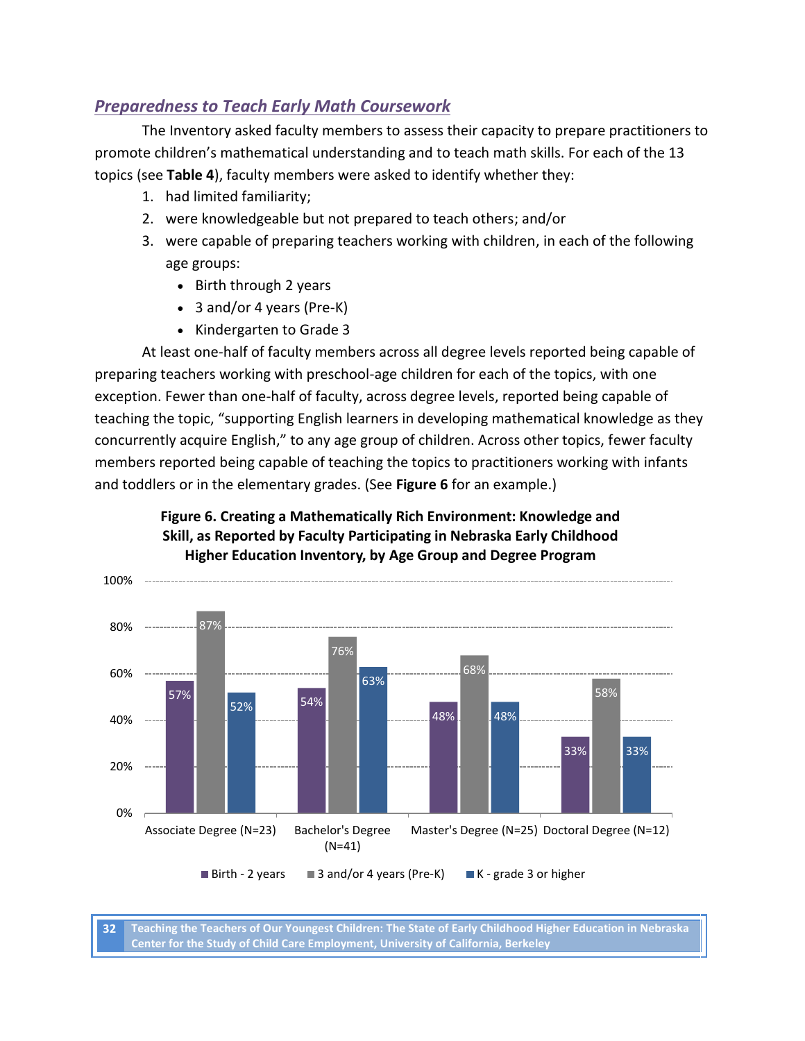## *Preparedness to Teach Early Math Coursework*

The Inventory asked faculty members to assess their capacity to prepare practitioners to promote children's mathematical understanding and to teach math skills. For each of the 13 topics (see **Table 4**), faculty members were asked to identify whether they:

1. had limited familiarity;
2. were knowledgeable but not prepared to teach others; and/or
3. were capable of preparing teachers working with children, in each of the following age groups:
   - Birth through 2 years
   - 3 and/or 4 years (Pre-K)
   - Kindergarten to Grade 3

At least one-half of faculty members across all degree levels reported being capable of preparing teachers working with preschool-age children for each of the topics, with one exception. Fewer than one-half of faculty, across degree levels, reported being capable of teaching the topic, "supporting English learners in developing mathematical knowledge as they concurrently acquire English," to any age group of children. Across other topics, fewer faculty members reported being capable of teaching the topics to practitioners working with infants and toddlers or in the elementary grades. (See **Figure 6** for an example.)

**Figure 6. Creating a Mathematically Rich Environment: Knowledge and Skill, as Reported by Faculty Participating in Nebraska Early Childhood Higher Education Inventory, by Age Group and Degree Program**

| | Birth - 2 years | 3 and/or 4 years (Pre-K) | K - grade 3 or higher |
|---|---|---|---|
| Associate Degree (N=23) | 57% | 87% | 52% |
| Bachelor's Degree (N=41) | 54% | 76% | 63% |
| Master's Degree (N=25) | 48% | 68% | 48% |
| Doctoral Degree (N=12) | 33% | 58% | 33% |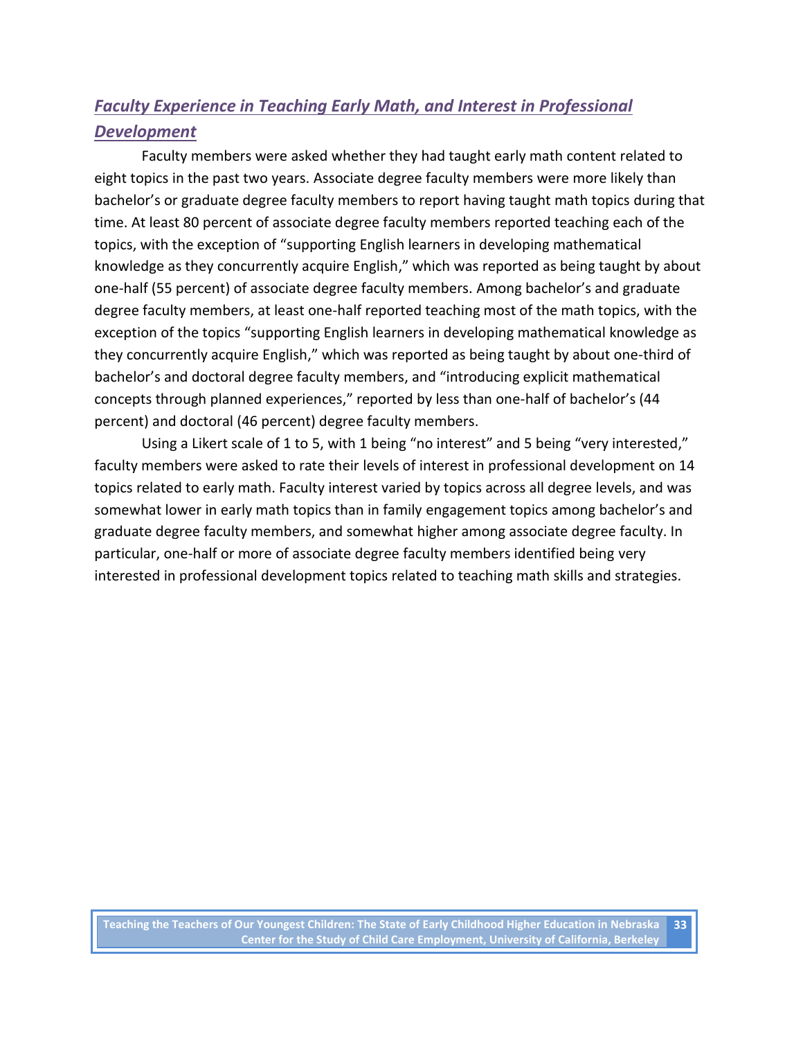## ***Faculty Experience in Teaching Early Math, and Interest in Professional Development***

Faculty members were asked whether they had taught early math content related to eight topics in the past two years. Associate degree faculty members were more likely than bachelor's or graduate degree faculty members to report having taught math topics during that time. At least 80 percent of associate degree faculty members reported teaching each of the topics, with the exception of "supporting English learners in developing mathematical knowledge as they concurrently acquire English," which was reported as being taught by about one-half (55 percent) of associate degree faculty members. Among bachelor's and graduate degree faculty members, at least one-half reported teaching most of the math topics, with the exception of the topics "supporting English learners in developing mathematical knowledge as they concurrently acquire English," which was reported as being taught by about one-third of bachelor's and doctoral degree faculty members, and "introducing explicit mathematical concepts through planned experiences," reported by less than one-half of bachelor's (44 percent) and doctoral (46 percent) degree faculty members.

Using a Likert scale of 1 to 5, with 1 being "no interest" and 5 being "very interested," faculty members were asked to rate their levels of interest in professional development on 14 topics related to early math. Faculty interest varied by topics across all degree levels, and was somewhat lower in early math topics than in family engagement topics among bachelor's and graduate degree faculty members, and somewhat higher among associate degree faculty. In particular, one-half or more of associate degree faculty members identified being very interested in professional development topics related to teaching math skills and strategies.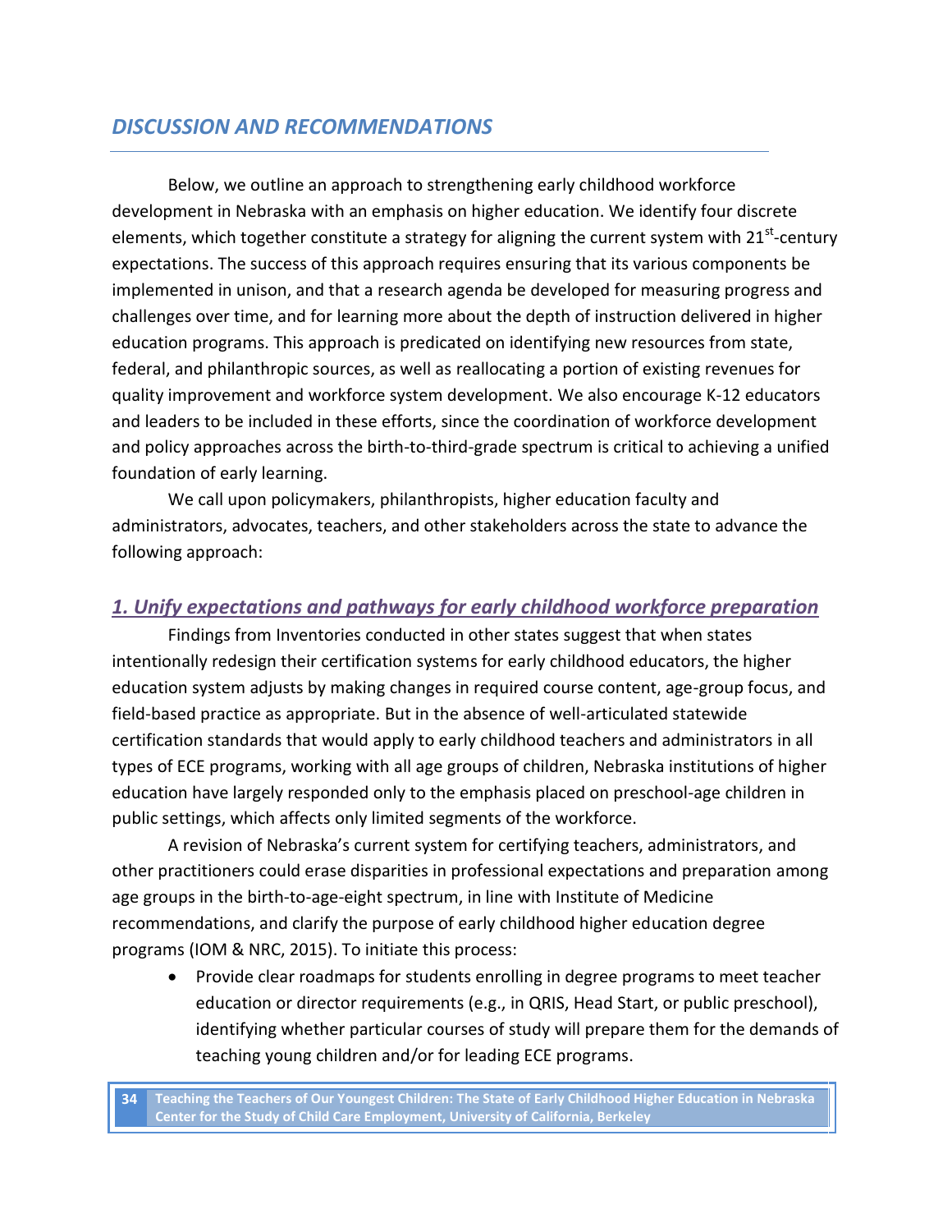## *DISCUSSION AND RECOMMENDATIONS*

Below, we outline an approach to strengthening early childhood workforce development in Nebraska with an emphasis on higher education. We identify four discrete elements, which together constitute a strategy for aligning the current system with 21st-century expectations. The success of this approach requires ensuring that its various components be implemented in unison, and that a research agenda be developed for measuring progress and challenges over time, and for learning more about the depth of instruction delivered in higher education programs. This approach is predicated on identifying new resources from state, federal, and philanthropic sources, as well as reallocating a portion of existing revenues for quality improvement and workforce system development. We also encourage K-12 educators and leaders to be included in these efforts, since the coordination of workforce development and policy approaches across the birth-to-third-grade spectrum is critical to achieving a unified foundation of early learning.

We call upon policymakers, philanthropists, higher education faculty and administrators, advocates, teachers, and other stakeholders across the state to advance the following approach:

### *1. Unify expectations and pathways for early childhood workforce preparation*

Findings from Inventories conducted in other states suggest that when states intentionally redesign their certification systems for early childhood educators, the higher education system adjusts by making changes in required course content, age-group focus, and field-based practice as appropriate. But in the absence of well-articulated statewide certification standards that would apply to early childhood teachers and administrators in all types of ECE programs, working with all age groups of children, Nebraska institutions of higher education have largely responded only to the emphasis placed on preschool-age children in public settings, which affects only limited segments of the workforce.

A revision of Nebraska's current system for certifying teachers, administrators, and other practitioners could erase disparities in professional expectations and preparation among age groups in the birth-to-age-eight spectrum, in line with Institute of Medicine recommendations, and clarify the purpose of early childhood higher education degree programs (IOM & NRC, 2015). To initiate this process:

- Provide clear roadmaps for students enrolling in degree programs to meet teacher education or director requirements (e.g., in QRIS, Head Start, or public preschool), identifying whether particular courses of study will prepare them for the demands of teaching young children and/or for leading ECE programs.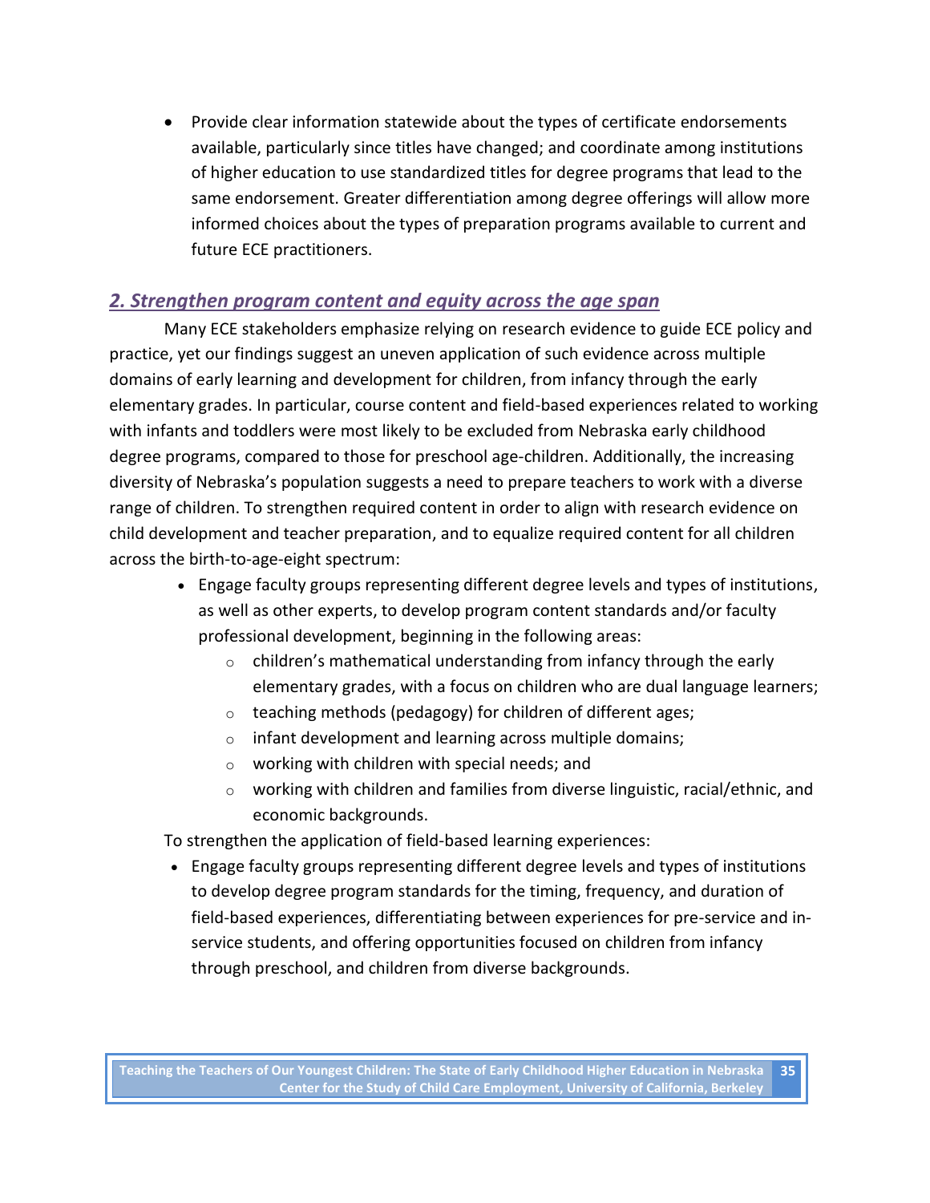- Provide clear information statewide about the types of certificate endorsements available, particularly since titles have changed; and coordinate among institutions of higher education to use standardized titles for degree programs that lead to the same endorsement. Greater differentiation among degree offerings will allow more informed choices about the types of preparation programs available to current and future ECE practitioners.

## *2. Strengthen program content and equity across the age span*

Many ECE stakeholders emphasize relying on research evidence to guide ECE policy and practice, yet our findings suggest an uneven application of such evidence across multiple domains of early learning and development for children, from infancy through the early elementary grades. In particular, course content and field-based experiences related to working with infants and toddlers were most likely to be excluded from Nebraska early childhood degree programs, compared to those for preschool age-children. Additionally, the increasing diversity of Nebraska's population suggests a need to prepare teachers to work with a diverse range of children. To strengthen required content in order to align with research evidence on child development and teacher preparation, and to equalize required content for all children across the birth-to-age-eight spectrum:

- Engage faculty groups representing different degree levels and types of institutions, as well as other experts, to develop program content standards and/or faculty professional development, beginning in the following areas:
  - children's mathematical understanding from infancy through the early elementary grades, with a focus on children who are dual language learners;
  - teaching methods (pedagogy) for children of different ages;
  - infant development and learning across multiple domains;
  - working with children with special needs; and
  - working with children and families from diverse linguistic, racial/ethnic, and economic backgrounds.

To strengthen the application of field-based learning experiences:

- Engage faculty groups representing different degree levels and types of institutions to develop degree program standards for the timing, frequency, and duration of field-based experiences, differentiating between experiences for pre-service and in-service students, and offering opportunities focused on children from infancy through preschool, and children from diverse backgrounds.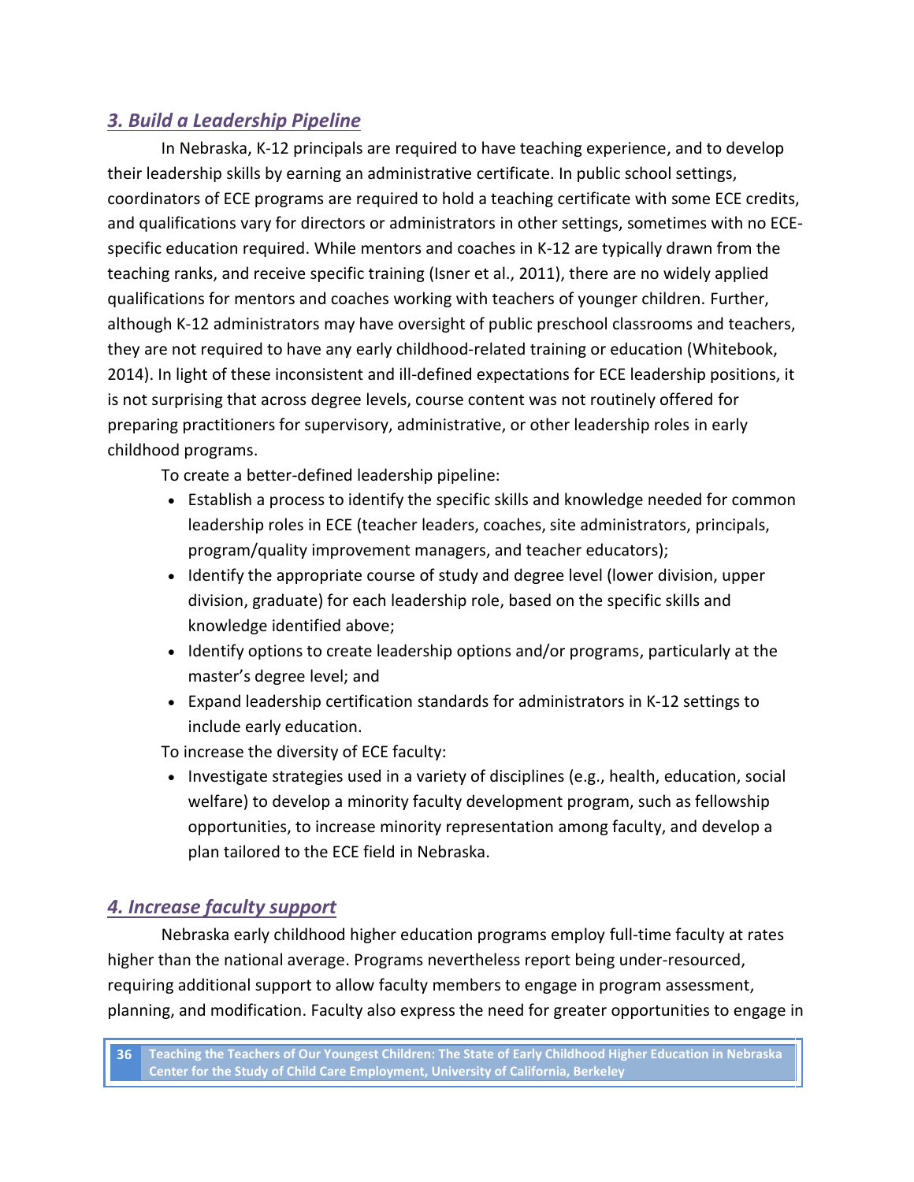### *3. Build a Leadership Pipeline*

In Nebraska, K-12 principals are required to have teaching experience, and to develop their leadership skills by earning an administrative certificate. In public school settings, coordinators of ECE programs are required to hold a teaching certificate with some ECE credits, and qualifications vary for directors or administrators in other settings, sometimes with no ECE-specific education required. While mentors and coaches in K-12 are typically drawn from the teaching ranks, and receive specific training (Isner et al., 2011), there are no widely applied qualifications for mentors and coaches working with teachers of younger children. Further, although K-12 administrators may have oversight of public preschool classrooms and teachers, they are not required to have any early childhood-related training or education (Whitebook, 2014). In light of these inconsistent and ill-defined expectations for ECE leadership positions, it is not surprising that across degree levels, course content was not routinely offered for preparing practitioners for supervisory, administrative, or other leadership roles in early childhood programs.

To create a better-defined leadership pipeline:

- Establish a process to identify the specific skills and knowledge needed for common leadership roles in ECE (teacher leaders, coaches, site administrators, principals, program/quality improvement managers, and teacher educators);
- Identify the appropriate course of study and degree level (lower division, upper division, graduate) for each leadership role, based on the specific skills and knowledge identified above;
- Identify options to create leadership options and/or programs, particularly at the master's degree level; and
- Expand leadership certification standards for administrators in K-12 settings to include early education.

To increase the diversity of ECE faculty:

- Investigate strategies used in a variety of disciplines (e.g., health, education, social welfare) to develop a minority faculty development program, such as fellowship opportunities, to increase minority representation among faculty, and develop a plan tailored to the ECE field in Nebraska.

### *4. Increase faculty support*

Nebraska early childhood higher education programs employ full-time faculty at rates higher than the national average. Programs nevertheless report being under-resourced, requiring additional support to allow faculty members to engage in program assessment, planning, and modification. Faculty also express the need for greater opportunities to engage in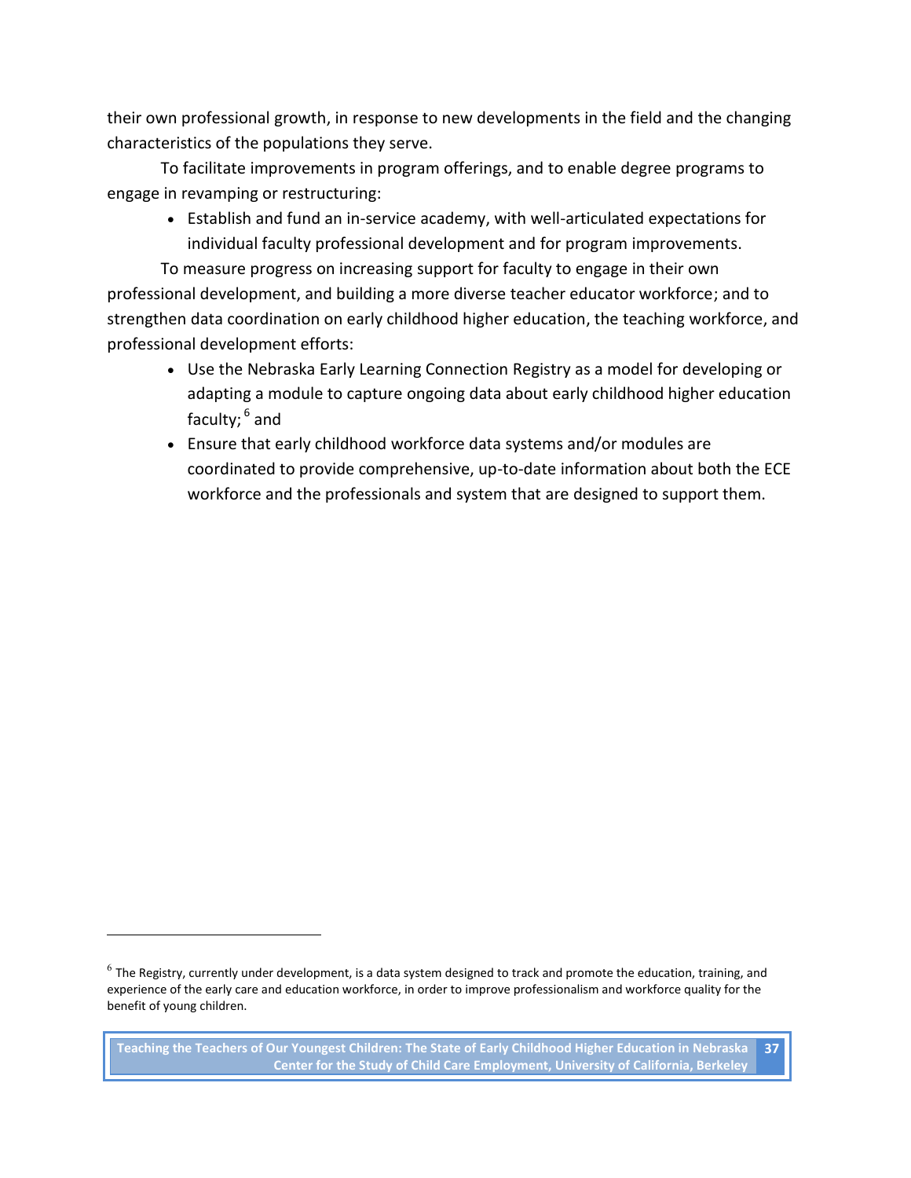their own professional growth, in response to new developments in the field and the changing characteristics of the populations they serve.

To facilitate improvements in program offerings, and to enable degree programs to engage in revamping or restructuring:

- Establish and fund an in-service academy, with well-articulated expectations for individual faculty professional development and for program improvements.

To measure progress on increasing support for faculty to engage in their own professional development, and building a more diverse teacher educator workforce; and to strengthen data coordination on early childhood higher education, the teaching workforce, and professional development efforts:

- Use the Nebraska Early Learning Connection Registry as a model for developing or adapting a module to capture ongoing data about early childhood higher education faculty; [6] and
- Ensure that early childhood workforce data systems and/or modules are coordinated to provide comprehensive, up-to-date information about both the ECE workforce and the professionals and system that are designed to support them.

---

[6] The Registry, currently under development, is a data system designed to track and promote the education, training, and experience of the early care and education workforce, in order to improve professionalism and workforce quality for the benefit of young children.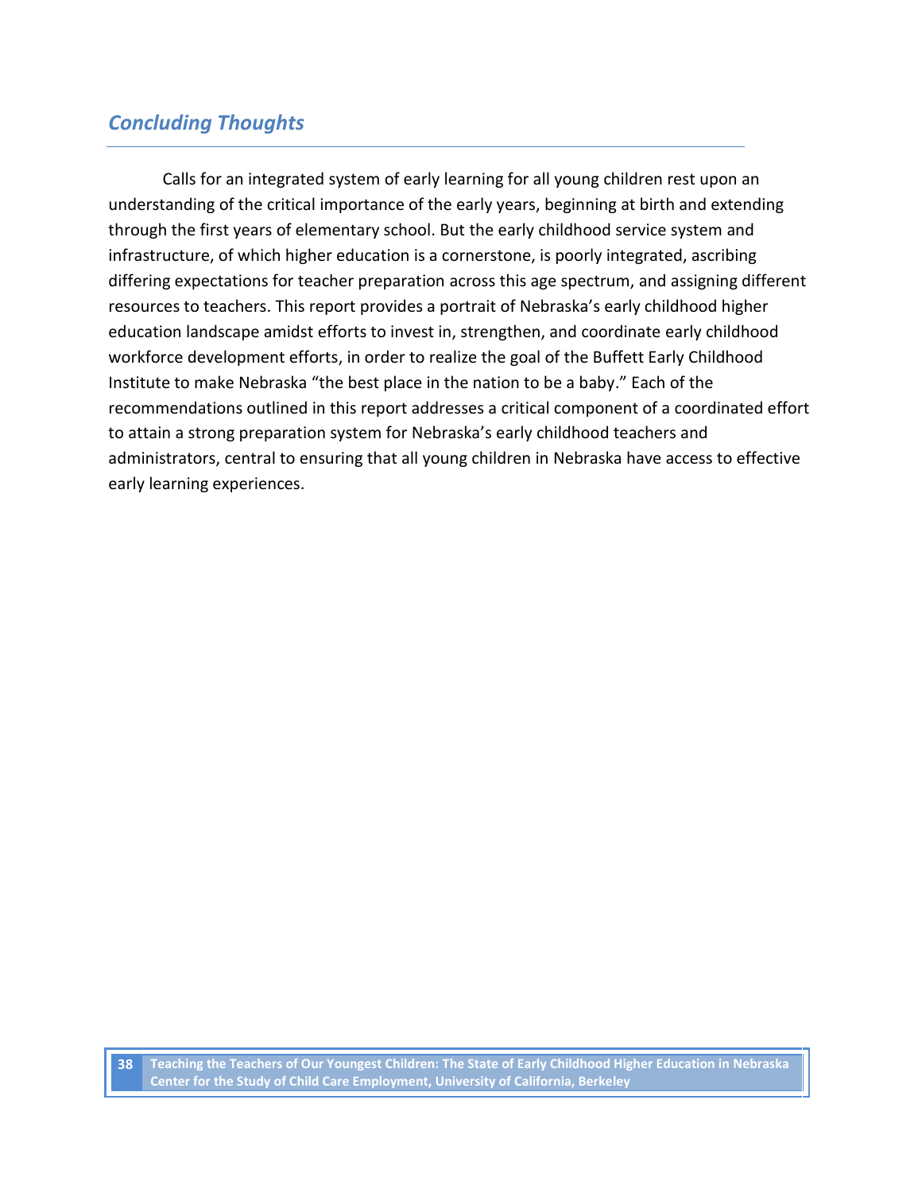## *Concluding Thoughts*

Calls for an integrated system of early learning for all young children rest upon an understanding of the critical importance of the early years, beginning at birth and extending through the first years of elementary school. But the early childhood service system and infrastructure, of which higher education is a cornerstone, is poorly integrated, ascribing differing expectations for teacher preparation across this age spectrum, and assigning different resources to teachers. This report provides a portrait of Nebraska's early childhood higher education landscape amidst efforts to invest in, strengthen, and coordinate early childhood workforce development efforts, in order to realize the goal of the Buffett Early Childhood Institute to make Nebraska "the best place in the nation to be a baby." Each of the recommendations outlined in this report addresses a critical component of a coordinated effort to attain a strong preparation system for Nebraska's early childhood teachers and administrators, central to ensuring that all young children in Nebraska have access to effective early learning experiences.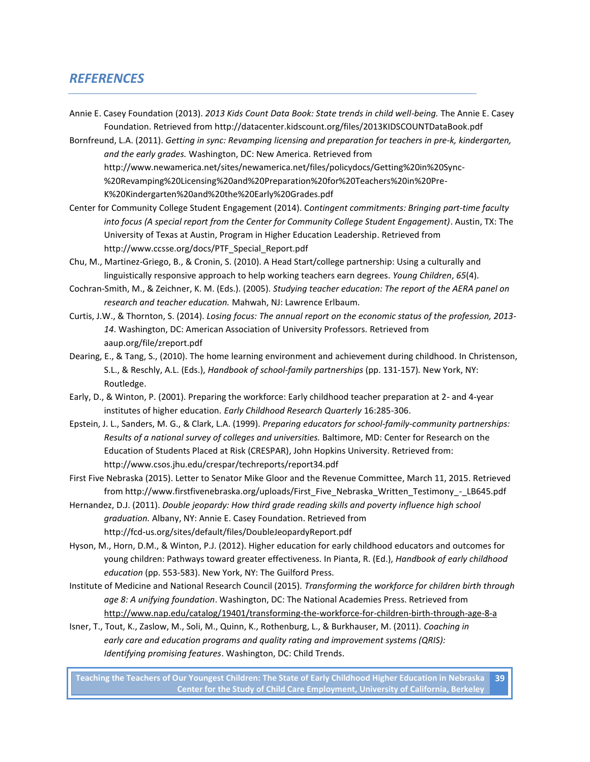## *REFERENCES*

Annie E. Casey Foundation (2013). *2013 Kids Count Data Book: State trends in child well-being.* The Annie E. Casey Foundation. Retrieved from http://datacenter.kidscount.org/files/2013KIDSCOUNTDataBook.pdf

Bornfreund, L.A. (2011). *Getting in sync: Revamping licensing and preparation for teachers in pre-k, kindergarten, and the early grades.* Washington, DC: New America. Retrieved from http://www.newamerica.net/sites/newamerica.net/files/policydocs/Getting%20in%20Sync-%20Revamping%20Licensing%20and%20Preparation%20for%20Teachers%20in%20Pre-K%20Kindergarten%20and%20the%20Early%20Grades.pdf

Center for Community College Student Engagement (2014). C*ontingent commitments: Bringing part-time faculty into focus (A special report from the Center for Community College Student Engagement)*. Austin, TX: The University of Texas at Austin, Program in Higher Education Leadership. Retrieved from http://www.ccsse.org/docs/PTF_Special_Report.pdf

Chu, M., Martinez-Griego, B., & Cronin, S. (2010). A Head Start/college partnership: Using a culturally and linguistically responsive approach to help working teachers earn degrees. *Young Children*, *65*(4).

Cochran-Smith, M., & Zeichner, K. M. (Eds.). (2005). *Studying teacher education: The report of the AERA panel on research and teacher education.* Mahwah, NJ: Lawrence Erlbaum.

Curtis, J.W., & Thornton, S. (2014). *Losing focus: The annual report on the economic status of the profession, 2013-14*. Washington, DC: American Association of University Professors. Retrieved from aaup.org/file/zreport.pdf

Dearing, E., & Tang, S., (2010). The home learning environment and achievement during childhood. In Christenson, S.L., & Reschly, A.L. (Eds.), *Handbook of school-family partnerships* (pp. 131-157)*.* New York, NY: Routledge.

Early, D., & Winton, P. (2001). Preparing the workforce: Early childhood teacher preparation at 2- and 4-year institutes of higher education. *Early Childhood Research Quarterly* 16:285-306.

Epstein, J. L., Sanders, M. G., & Clark, L.A. (1999). *Preparing educators for school-family-community partnerships: Results of a national survey of colleges and universities.* Baltimore, MD: Center for Research on the Education of Students Placed at Risk (CRESPAR), John Hopkins University. Retrieved from: http://www.csos.jhu.edu/crespar/techreports/report34.pdf

First Five Nebraska (2015). Letter to Senator Mike Gloor and the Revenue Committee, March 11, 2015. Retrieved from http://www.firstfivenebraska.org/uploads/First_Five_Nebraska_Written_Testimony_-_LB645.pdf

Hernandez, D.J. (2011). *Double jeopardy: How third grade reading skills and poverty influence high school graduation.* Albany, NY: Annie E. Casey Foundation. Retrieved from http://fcd-us.org/sites/default/files/DoubleJeopardyReport.pdf

Hyson, M., Horn, D.M., & Winton, P.J. (2012). Higher education for early childhood educators and outcomes for young children: Pathways toward greater effectiveness. In Pianta, R. (Ed.), *Handbook of early childhood education* (pp. 553-583). New York, NY: The Guilford Press.

Institute of Medicine and National Research Council (2015). *Transforming the workforce for children birth through age 8: A unifying foundation*. Washington, DC: The National Academies Press. Retrieved from http://www.nap.edu/catalog/19401/transforming-the-workforce-for-children-birth-through-age-8-a

Isner, T., Tout, K., Zaslow, M., Soli, M., Quinn, K., Rothenburg, L., & Burkhauser, M. (2011). *Coaching in early care and education programs and quality rating and improvement systems (QRIS): Identifying promising features*. Washington, DC: Child Trends.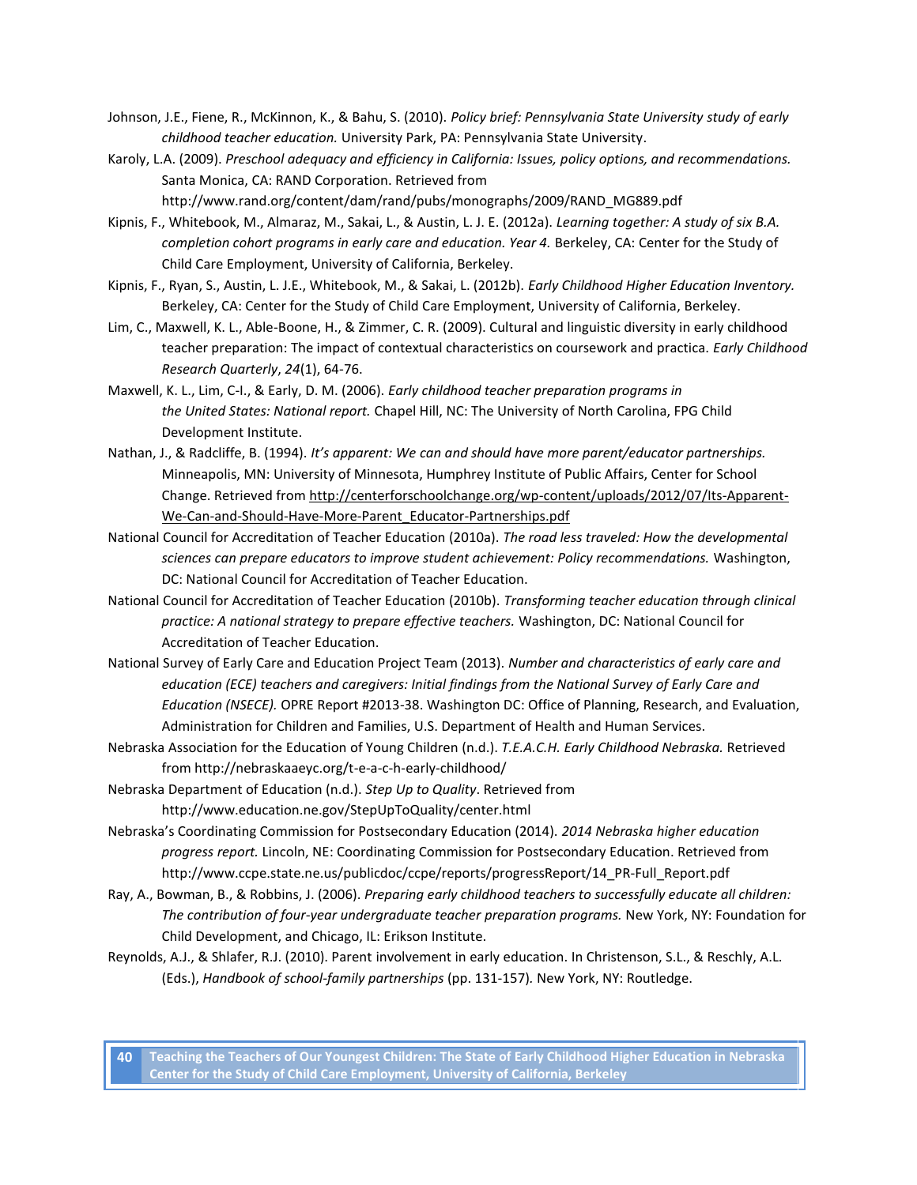Johnson, J.E., Fiene, R., McKinnon, K., & Bahu, S. (2010). *Policy brief: Pennsylvania State University study of early childhood teacher education.* University Park, PA: Pennsylvania State University.

Karoly, L.A. (2009). *Preschool adequacy and efficiency in California: Issues, policy options, and recommendations.* Santa Monica, CA: RAND Corporation. Retrieved from http://www.rand.org/content/dam/rand/pubs/monographs/2009/RAND_MG889.pdf

Kipnis, F., Whitebook, M., Almaraz, M., Sakai, L., & Austin, L. J. E. (2012a). *Learning together: A study of six B.A. completion cohort programs in early care and education. Year 4.* Berkeley, CA: Center for the Study of Child Care Employment, University of California, Berkeley.

Kipnis, F., Ryan, S., Austin, L. J.E., Whitebook, M., & Sakai, L. (2012b). *Early Childhood Higher Education Inventory.* Berkeley, CA: Center for the Study of Child Care Employment, University of California, Berkeley.

Lim, C., Maxwell, K. L., Able-Boone, H., & Zimmer, C. R. (2009). Cultural and linguistic diversity in early childhood teacher preparation: The impact of contextual characteristics on coursework and practica. *Early Childhood Research Quarterly*, *24*(1), 64-76.

Maxwell, K. L., Lim, C-I., & Early, D. M. (2006). *Early childhood teacher preparation programs in the United States: National report.* Chapel Hill, NC: The University of North Carolina, FPG Child Development Institute.

Nathan, J., & Radcliffe, B. (1994). *It's apparent: We can and should have more parent/educator partnerships.* Minneapolis, MN: University of Minnesota, Humphrey Institute of Public Affairs, Center for School Change. Retrieved from http://centerforschoolchange.org/wp-content/uploads/2012/07/Its-Apparent-We-Can-and-Should-Have-More-Parent_Educator-Partnerships.pdf

National Council for Accreditation of Teacher Education (2010a). *The road less traveled: How the developmental sciences can prepare educators to improve student achievement: Policy recommendations.* Washington, DC: National Council for Accreditation of Teacher Education.

National Council for Accreditation of Teacher Education (2010b). *Transforming teacher education through clinical practice: A national strategy to prepare effective teachers.* Washington, DC: National Council for Accreditation of Teacher Education.

National Survey of Early Care and Education Project Team (2013). *Number and characteristics of early care and education (ECE) teachers and caregivers: Initial findings from the National Survey of Early Care and Education (NSECE).* OPRE Report #2013-38. Washington DC: Office of Planning, Research, and Evaluation, Administration for Children and Families, U.S. Department of Health and Human Services.

Nebraska Association for the Education of Young Children (n.d.). *T.E.A.C.H. Early Childhood Nebraska.* Retrieved from http://nebraskaaeyc.org/t-e-a-c-h-early-childhood/

Nebraska Department of Education (n.d.). *Step Up to Quality*. Retrieved from http://www.education.ne.gov/StepUpToQuality/center.html

Nebraska's Coordinating Commission for Postsecondary Education (2014). *2014 Nebraska higher education progress report.* Lincoln, NE: Coordinating Commission for Postsecondary Education. Retrieved from http://www.ccpe.state.ne.us/publicdoc/ccpe/reports/progressReport/14_PR-Full_Report.pdf

Ray, A., Bowman, B., & Robbins, J. (2006). *Preparing early childhood teachers to successfully educate all children: The contribution of four-year undergraduate teacher preparation programs.* New York, NY: Foundation for Child Development, and Chicago, IL: Erikson Institute.

Reynolds, A.J., & Shlafer, R.J. (2010). Parent involvement in early education. In Christenson, S.L., & Reschly, A.L. (Eds.), *Handbook of school-family partnerships* (pp. 131-157). New York, NY: Routledge.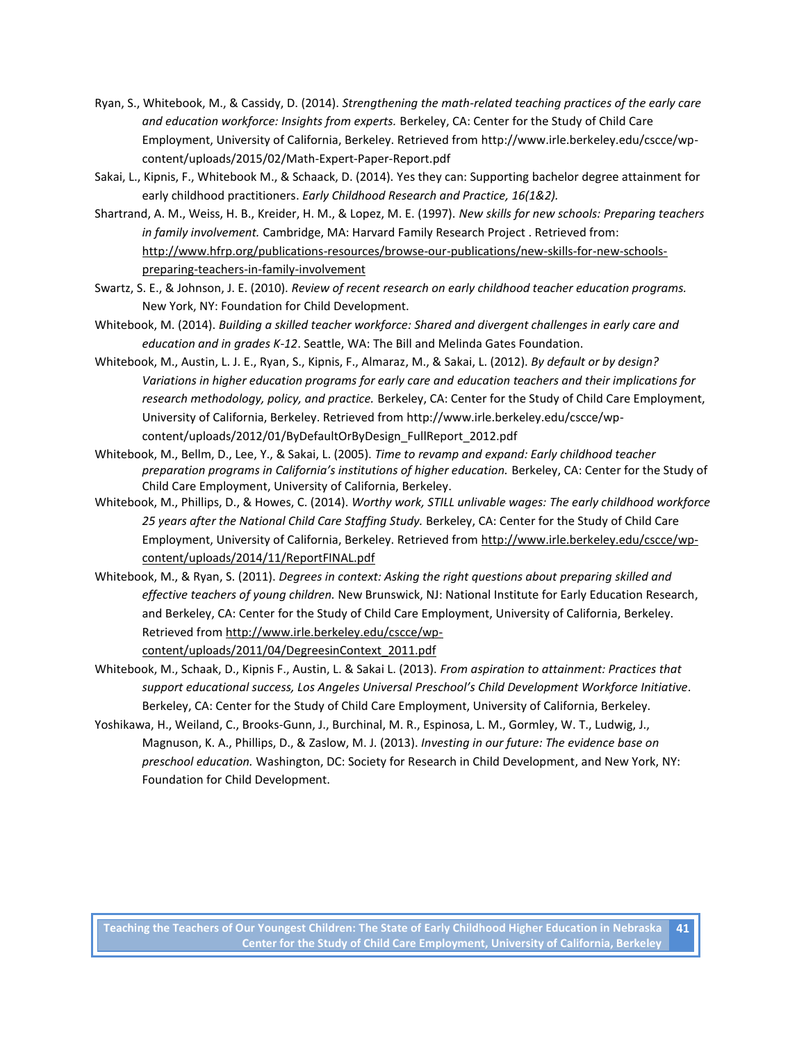Ryan, S., Whitebook, M., & Cassidy, D. (2014). *Strengthening the math-related teaching practices of the early care and education workforce: Insights from experts.* Berkeley, CA: Center for the Study of Child Care Employment, University of California, Berkeley. Retrieved from http://www.irle.berkeley.edu/cscce/wp-content/uploads/2015/02/Math-Expert-Paper-Report.pdf

Sakai, L., Kipnis, F., Whitebook M., & Schaack, D. (2014). Yes they can: Supporting bachelor degree attainment for early childhood practitioners. *Early Childhood Research and Practice, 16(1&2).*

Shartrand, A. M., Weiss, H. B., Kreider, H. M., & Lopez, M. E. (1997). *New skills for new schools: Preparing teachers in family involvement.* Cambridge, MA: Harvard Family Research Project . Retrieved from: http://www.hfrp.org/publications-resources/browse-our-publications/new-skills-for-new-schools-preparing-teachers-in-family-involvement

Swartz, S. E., & Johnson, J. E. (2010). *Review of recent research on early childhood teacher education programs.* New York, NY: Foundation for Child Development.

Whitebook, M. (2014). *Building a skilled teacher workforce: Shared and divergent challenges in early care and education and in grades K-12*. Seattle, WA: The Bill and Melinda Gates Foundation.

Whitebook, M., Austin, L. J. E., Ryan, S., Kipnis, F., Almaraz, M., & Sakai, L. (2012). *By default or by design? Variations in higher education programs for early care and education teachers and their implications for research methodology, policy, and practice.* Berkeley, CA: Center for the Study of Child Care Employment, University of California, Berkeley. Retrieved from http://www.irle.berkeley.edu/cscce/wp-content/uploads/2012/01/ByDefaultOrByDesign_FullReport_2012.pdf

Whitebook, M., Bellm, D., Lee, Y., & Sakai, L. (2005). *Time to revamp and expand: Early childhood teacher preparation programs in California's institutions of higher education.* Berkeley, CA: Center for the Study of Child Care Employment, University of California, Berkeley.

Whitebook, M., Phillips, D., & Howes, C. (2014). *Worthy work, STILL unlivable wages: The early childhood workforce 25 years after the National Child Care Staffing Study.* Berkeley, CA: Center for the Study of Child Care Employment, University of California, Berkeley. Retrieved from http://www.irle.berkeley.edu/cscce/wp-content/uploads/2014/11/ReportFINAL.pdf

Whitebook, M., & Ryan, S. (2011). *Degrees in context: Asking the right questions about preparing skilled and effective teachers of young children.* New Brunswick, NJ: National Institute for Early Education Research, and Berkeley, CA: Center for the Study of Child Care Employment, University of California, Berkeley. Retrieved from http://www.irle.berkeley.edu/cscce/wp-content/uploads/2011/04/DegreesinContext_2011.pdf

Whitebook, M., Schaak, D., Kipnis F., Austin, L. & Sakai L. (2013). *From aspiration to attainment: Practices that support educational success, Los Angeles Universal Preschool's Child Development Workforce Initiative*. Berkeley, CA: Center for the Study of Child Care Employment, University of California, Berkeley.

Yoshikawa, H., Weiland, C., Brooks-Gunn, J., Burchinal, M. R., Espinosa, L. M., Gormley, W. T., Ludwig, J., Magnuson, K. A., Phillips, D., & Zaslow, M. J. (2013). *Investing in our future: The evidence base on preschool education.* Washington, DC: Society for Research in Child Development, and New York, NY: Foundation for Child Development.